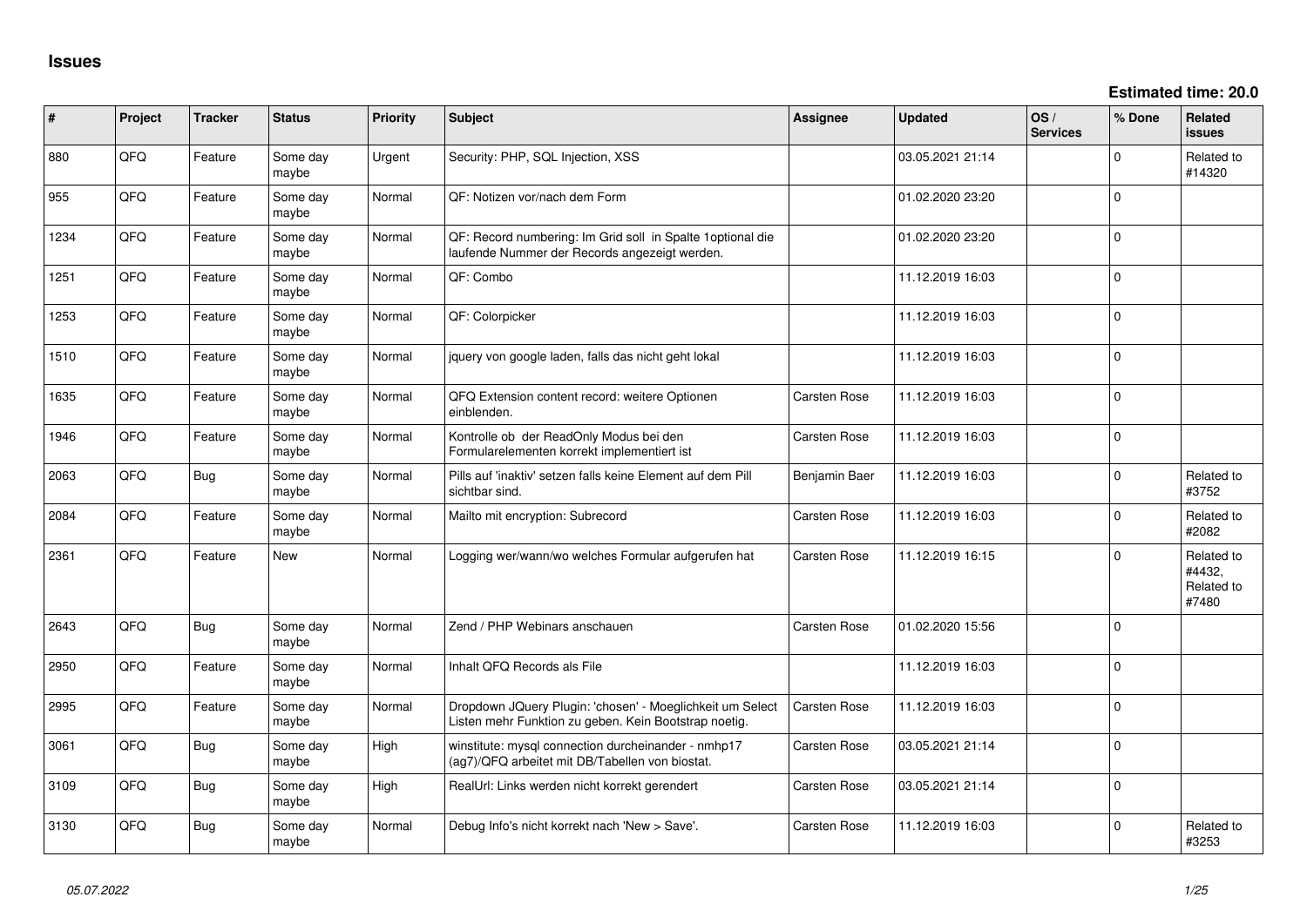# Issues

**Estimated time: 20.0**

| # | Project | Tracker | Status | Priority | Subject | Assignee | Updated | OS / Services | % Done | Related issues |
|---|---|---|---|---|---|---|---|---|---|---|
| 880 | QFQ | Feature | Some day maybe | Urgent | Security: PHP, SQL Injection, XSS | | 03.05.2021 21:14 | | 0 | Related to #14320 |
| 955 | QFQ | Feature | Some day maybe | Normal | QF: Notizen vor/nach dem Form | | 01.02.2020 23:20 | | 0 | |
| 1234 | QFQ | Feature | Some day maybe | Normal | QF: Record numbering: Im Grid soll in Spalte 1optional die laufende Nummer der Records angezeigt werden. | | 01.02.2020 23:20 | | 0 | |
| 1251 | QFQ | Feature | Some day maybe | Normal | QF: Combo | | 11.12.2019 16:03 | | 0 | |
| 1253 | QFQ | Feature | Some day maybe | Normal | QF: Colorpicker | | 11.12.2019 16:03 | | 0 | |
| 1510 | QFQ | Feature | Some day maybe | Normal | jquery von google laden, falls das nicht geht lokal | | 11.12.2019 16:03 | | 0 | |
| 1635 | QFQ | Feature | Some day maybe | Normal | QFQ Extension content record: weitere Optionen einblenden. | Carsten Rose | 11.12.2019 16:03 | | 0 | |
| 1946 | QFQ | Feature | Some day maybe | Normal | Kontrolle ob der ReadOnly Modus bei den Formularelementen korrekt implementiert ist | Carsten Rose | 11.12.2019 16:03 | | 0 | |
| 2063 | QFQ | Bug | Some day maybe | Normal | Pills auf 'inaktiv' setzen falls keine Element auf dem Pill sichtbar sind. | Benjamin Baer | 11.12.2019 16:03 | | 0 | Related to #3752 |
| 2084 | QFQ | Feature | Some day maybe | Normal | Mailto mit encryption: Subrecord | Carsten Rose | 11.12.2019 16:03 | | 0 | Related to #2082 |
| 2361 | QFQ | Feature | New | Normal | Logging wer/wann/wo welches Formular aufgerufen hat | Carsten Rose | 11.12.2019 16:15 | | 0 | Related to #4432, Related to #7480 |
| 2643 | QFQ | Bug | Some day maybe | Normal | Zend / PHP Webinars anschauen | Carsten Rose | 01.02.2020 15:56 | | 0 | |
| 2950 | QFQ | Feature | Some day maybe | Normal | Inhalt QFQ Records als File | | 11.12.2019 16:03 | | 0 | |
| 2995 | QFQ | Feature | Some day maybe | Normal | Dropdown JQuery Plugin: 'chosen' - Moeglichkeit um Select Listen mehr Funktion zu geben. Kein Bootstrap noetig. | Carsten Rose | 11.12.2019 16:03 | | 0 | |
| 3061 | QFQ | Bug | Some day maybe | High | winstitute: mysql connection durcheinander - nmhp17 (ag7)/QFQ arbeitet mit DB/Tabellen von biostat. | Carsten Rose | 03.05.2021 21:14 | | 0 | |
| 3109 | QFQ | Bug | Some day maybe | High | RealUrl: Links werden nicht korrekt gerendert | Carsten Rose | 03.05.2021 21:14 | | 0 | |
| 3130 | QFQ | Bug | Some day maybe | Normal | Debug Info's nicht korrekt nach 'New > Save'. | Carsten Rose | 11.12.2019 16:03 | | 0 | Related to #3253 |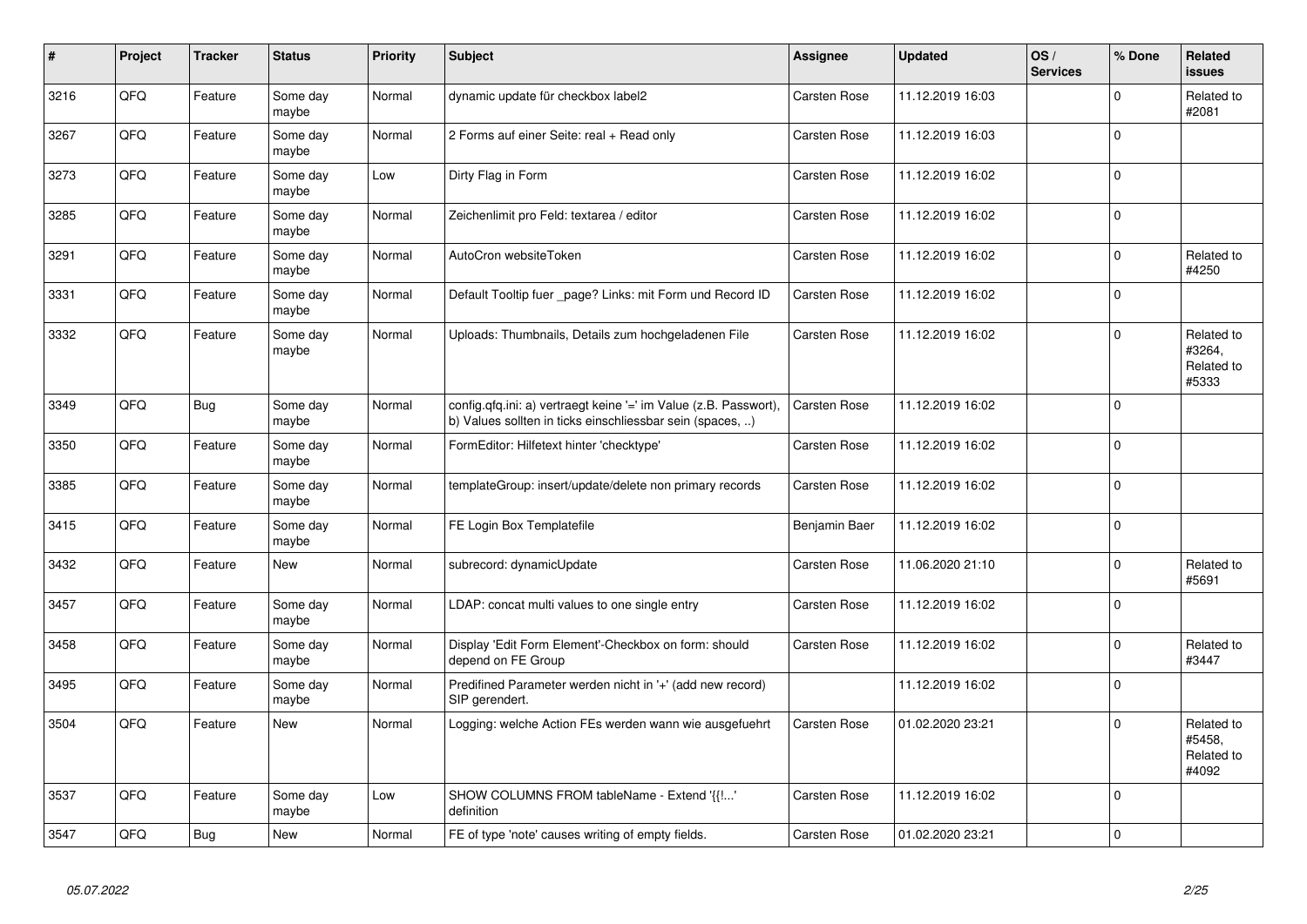| # | Project | Tracker | Status | Priority | Subject | Assignee | Updated | OS / Services | % Done | Related issues |
|---|---|---|---|---|---|---|---|---|---|---|
| 3216 | QFQ | Feature | Some day maybe | Normal | dynamic update für checkbox label2 | Carsten Rose | 11.12.2019 16:03 | | 0 | Related to #2081 |
| 3267 | QFQ | Feature | Some day maybe | Normal | 2 Forms auf einer Seite: real + Read only | Carsten Rose | 11.12.2019 16:03 | | 0 | |
| 3273 | QFQ | Feature | Some day maybe | Low | Dirty Flag in Form | Carsten Rose | 11.12.2019 16:02 | | 0 | |
| 3285 | QFQ | Feature | Some day maybe | Normal | Zeichenlimit pro Feld: textarea / editor | Carsten Rose | 11.12.2019 16:02 | | 0 | |
| 3291 | QFQ | Feature | Some day maybe | Normal | AutoCron websiteToken | Carsten Rose | 11.12.2019 16:02 | | 0 | Related to #4250 |
| 3331 | QFQ | Feature | Some day maybe | Normal | Default Tooltip fuer _page? Links: mit Form und Record ID | Carsten Rose | 11.12.2019 16:02 | | 0 | |
| 3332 | QFQ | Feature | Some day maybe | Normal | Uploads: Thumbnails, Details zum hochgeladenen File | Carsten Rose | 11.12.2019 16:02 | | 0 | Related to #3264, Related to #5333 |
| 3349 | QFQ | Bug | Some day maybe | Normal | config.qfq.ini: a) vertraegt keine '=' im Value (z.B. Passwort), b) Values sollten in ticks einschliessbar sein (spaces, ..) | Carsten Rose | 11.12.2019 16:02 | | 0 | |
| 3350 | QFQ | Feature | Some day maybe | Normal | FormEditor: Hilfetext hinter 'checktype' | Carsten Rose | 11.12.2019 16:02 | | 0 | |
| 3385 | QFQ | Feature | Some day maybe | Normal | templateGroup: insert/update/delete non primary records | Carsten Rose | 11.12.2019 16:02 | | 0 | |
| 3415 | QFQ | Feature | Some day maybe | Normal | FE Login Box Templatefile | Benjamin Baer | 11.12.2019 16:02 | | 0 | |
| 3432 | QFQ | Feature | New | Normal | subrecord: dynamicUpdate | Carsten Rose | 11.06.2020 21:10 | | 0 | Related to #5691 |
| 3457 | QFQ | Feature | Some day maybe | Normal | LDAP: concat multi values to one single entry | Carsten Rose | 11.12.2019 16:02 | | 0 | |
| 3458 | QFQ | Feature | Some day maybe | Normal | Display 'Edit Form Element'-Checkbox on form: should depend on FE Group | Carsten Rose | 11.12.2019 16:02 | | 0 | Related to #3447 |
| 3495 | QFQ | Feature | Some day maybe | Normal | Predifined Parameter werden nicht in '+' (add new record) SIP gerendert. | | 11.12.2019 16:02 | | 0 | |
| 3504 | QFQ | Feature | New | Normal | Logging: welche Action FEs werden wann wie ausgefuehrt | Carsten Rose | 01.02.2020 23:21 | | 0 | Related to #5458, Related to #4092 |
| 3537 | QFQ | Feature | Some day maybe | Low | SHOW COLUMNS FROM tableName - Extend '{{!...' definition | Carsten Rose | 11.12.2019 16:02 | | 0 | |
| 3547 | QFQ | Bug | New | Normal | FE of type 'note' causes writing of empty fields. | Carsten Rose | 01.02.2020 23:21 | | 0 | |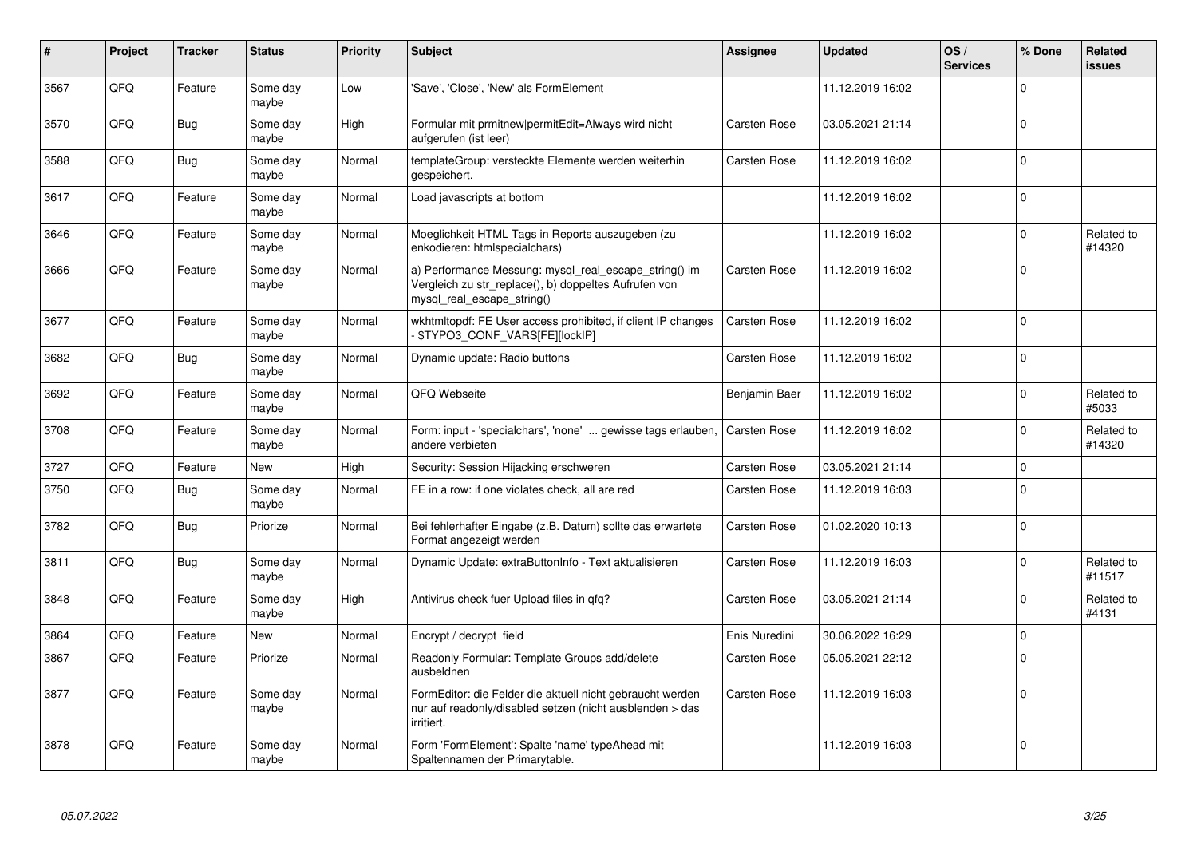| # | Project | Tracker | Status | Priority | Subject | Assignee | Updated | OS / Services | % Done | Related issues |
|---|---|---|---|---|---|---|---|---|---|---|
| 3567 | QFQ | Feature | Some day maybe | Low | 'Save', 'Close', 'New' als FormElement | | 11.12.2019 16:02 | | 0 | |
| 3570 | QFQ | Bug | Some day maybe | High | Formular mit prmitnew\|permitEdit=Always wird nicht aufgerufen (ist leer) | Carsten Rose | 03.05.2021 21:14 | | 0 | |
| 3588 | QFQ | Bug | Some day maybe | Normal | templateGroup: versteckte Elemente werden weiterhin gespeichert. | Carsten Rose | 11.12.2019 16:02 | | 0 | |
| 3617 | QFQ | Feature | Some day maybe | Normal | Load javascripts at bottom | | 11.12.2019 16:02 | | 0 | |
| 3646 | QFQ | Feature | Some day maybe | Normal | Moeglichkeit HTML Tags in Reports auszugeben (zu enkodieren: htmlspecialchars) | | 11.12.2019 16:02 | | 0 | Related to #14320 |
| 3666 | QFQ | Feature | Some day maybe | Normal | a) Performance Messung: mysql_real_escape_string() im Vergleich zu str_replace(), b) doppeltes Aufrufen von mysql_real_escape_string() | Carsten Rose | 11.12.2019 16:02 | | 0 | |
| 3677 | QFQ | Feature | Some day maybe | Normal | wkhtmltopdf: FE User access prohibited, if client IP changes - $TYPO3_CONF_VARS[FE][lockIP] | Carsten Rose | 11.12.2019 16:02 | | 0 | |
| 3682 | QFQ | Bug | Some day maybe | Normal | Dynamic update: Radio buttons | Carsten Rose | 11.12.2019 16:02 | | 0 | |
| 3692 | QFQ | Feature | Some day maybe | Normal | QFQ Webseite | Benjamin Baer | 11.12.2019 16:02 | | 0 | Related to #5033 |
| 3708 | QFQ | Feature | Some day maybe | Normal | Form: input - 'specialchars', 'none' ... gewisse tags erlauben, andere verbieten | Carsten Rose | 11.12.2019 16:02 | | 0 | Related to #14320 |
| 3727 | QFQ | Feature | New | High | Security: Session Hijacking erschweren | Carsten Rose | 03.05.2021 21:14 | | 0 | |
| 3750 | QFQ | Bug | Some day maybe | Normal | FE in a row: if one violates check, all are red | Carsten Rose | 11.12.2019 16:03 | | 0 | |
| 3782 | QFQ | Bug | Priorize | Normal | Bei fehlerhafter Eingabe (z.B. Datum) sollte das erwartete Format angezeigt werden | Carsten Rose | 01.02.2020 10:13 | | 0 | |
| 3811 | QFQ | Bug | Some day maybe | Normal | Dynamic Update: extraButtonInfo - Text aktualisieren | Carsten Rose | 11.12.2019 16:03 | | 0 | Related to #11517 |
| 3848 | QFQ | Feature | Some day maybe | High | Antivirus check fuer Upload files in qfq? | Carsten Rose | 03.05.2021 21:14 | | 0 | Related to #4131 |
| 3864 | QFQ | Feature | New | Normal | Encrypt / decrypt field | Enis Nuredini | 30.06.2022 16:29 | | 0 | |
| 3867 | QFQ | Feature | Priorize | Normal | Readonly Formular: Template Groups add/delete ausbeldnen | Carsten Rose | 05.05.2021 22:12 | | 0 | |
| 3877 | QFQ | Feature | Some day maybe | Normal | FormEditor: die Felder die aktuell nicht gebraucht werden nur auf readonly/disabled setzen (nicht ausblenden > das irritiert. | Carsten Rose | 11.12.2019 16:03 | | 0 | |
| 3878 | QFQ | Feature | Some day maybe | Normal | Form 'FormElement': Spalte 'name' typeAhead mit Spaltennamen der Primarytable. | | 11.12.2019 16:03 | | 0 | |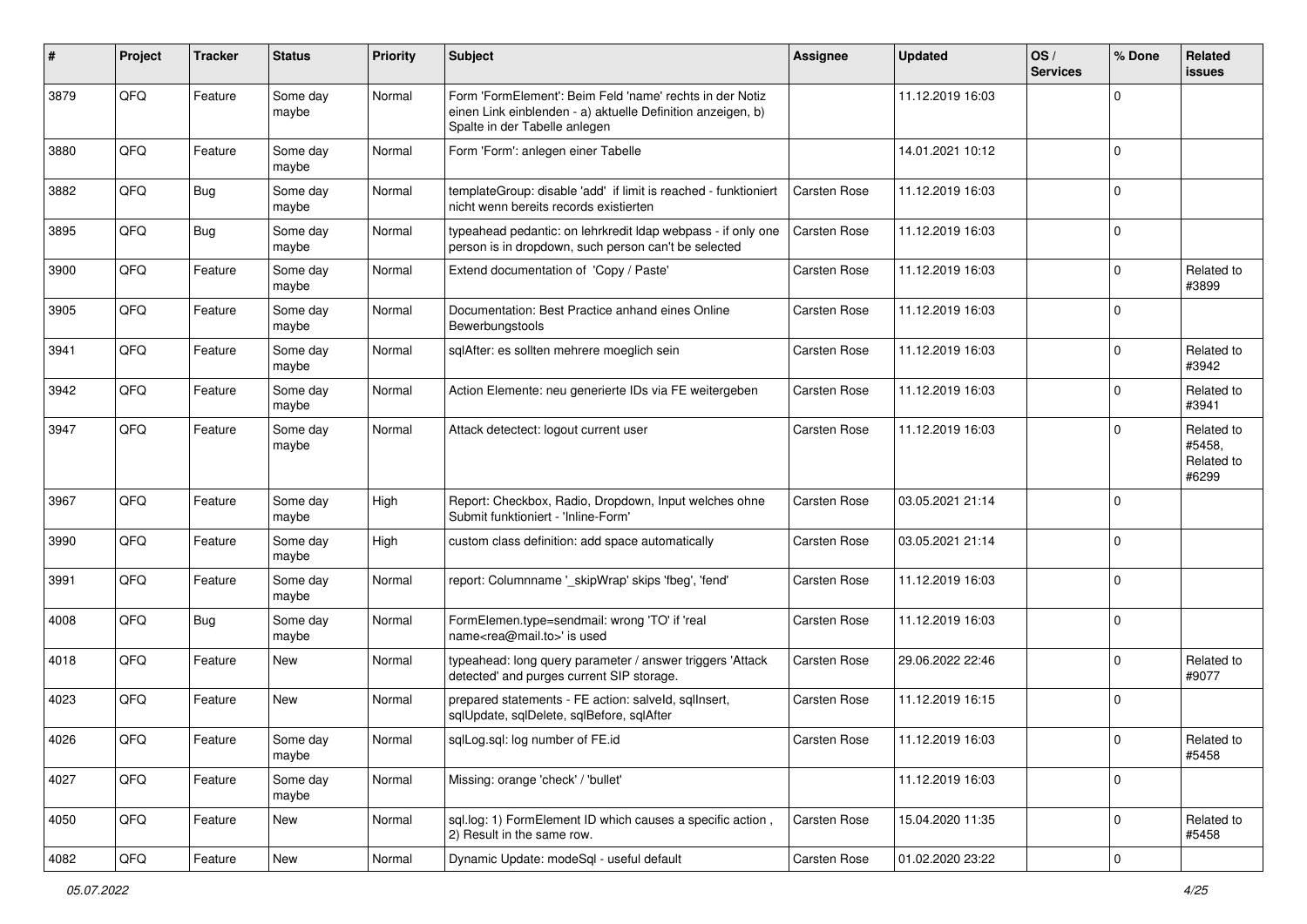| # | Project | Tracker | Status | Priority | Subject | Assignee | Updated | OS / Services | % Done | Related issues |
|---|---|---|---|---|---|---|---|---|---|---|
| 3879 | QFQ | Feature | Some day maybe | Normal | Form 'FormElement': Beim Feld 'name' rechts in der Notiz einen Link einblenden - a) aktuelle Definition anzeigen, b) Spalte in der Tabelle anlegen | | 11.12.2019 16:03 | | 0 | |
| 3880 | QFQ | Feature | Some day maybe | Normal | Form 'Form': anlegen einer Tabelle | | 14.01.2021 10:12 | | 0 | |
| 3882 | QFQ | Bug | Some day maybe | Normal | templateGroup: disable 'add' if limit is reached - funktioniert nicht wenn bereits records existierten | Carsten Rose | 11.12.2019 16:03 | | 0 | |
| 3895 | QFQ | Bug | Some day maybe | Normal | typeahead pedantic: on lehrkredit ldap webpass - if only one person is in dropdown, such person can't be selected | Carsten Rose | 11.12.2019 16:03 | | 0 | |
| 3900 | QFQ | Feature | Some day maybe | Normal | Extend documentation of 'Copy / Paste' | Carsten Rose | 11.12.2019 16:03 | | 0 | Related to #3899 |
| 3905 | QFQ | Feature | Some day maybe | Normal | Documentation: Best Practice anhand eines Online Bewerbungstools | Carsten Rose | 11.12.2019 16:03 | | 0 | |
| 3941 | QFQ | Feature | Some day maybe | Normal | sqlAfter: es sollten mehrere moeglich sein | Carsten Rose | 11.12.2019 16:03 | | 0 | Related to #3942 |
| 3942 | QFQ | Feature | Some day maybe | Normal | Action Elemente: neu generierte IDs via FE weitergeben | Carsten Rose | 11.12.2019 16:03 | | 0 | Related to #3941 |
| 3947 | QFQ | Feature | Some day maybe | Normal | Attack detectect: logout current user | Carsten Rose | 11.12.2019 16:03 | | 0 | Related to #5458, Related to #6299 |
| 3967 | QFQ | Feature | Some day maybe | High | Report: Checkbox, Radio, Dropdown, Input welches ohne Submit funktioniert - 'Inline-Form' | Carsten Rose | 03.05.2021 21:14 | | 0 | |
| 3990 | QFQ | Feature | Some day maybe | High | custom class definition: add space automatically | Carsten Rose | 03.05.2021 21:14 | | 0 | |
| 3991 | QFQ | Feature | Some day maybe | Normal | report: Columnname '_skipWrap' skips 'fbeg', 'fend' | Carsten Rose | 11.12.2019 16:03 | | 0 | |
| 4008 | QFQ | Bug | Some day maybe | Normal | FormElemen.type=sendmail: wrong 'TO' if 'real name<rea@mail.to>' is used | Carsten Rose | 11.12.2019 16:03 | | 0 | |
| 4018 | QFQ | Feature | New | Normal | typeahead: long query parameter / answer triggers 'Attack detected' and purges current SIP storage. | Carsten Rose | 29.06.2022 22:46 | | 0 | Related to #9077 |
| 4023 | QFQ | Feature | New | Normal | prepared statements - FE action: salveId, sqlInsert, sqlUpdate, sqlDelete, sqlBefore, sqlAfter | Carsten Rose | 11.12.2019 16:15 | | 0 | |
| 4026 | QFQ | Feature | Some day maybe | Normal | sqlLog.sql: log number of FE.id | Carsten Rose | 11.12.2019 16:03 | | 0 | Related to #5458 |
| 4027 | QFQ | Feature | Some day maybe | Normal | Missing: orange 'check' / 'bullet' | | 11.12.2019 16:03 | | 0 | |
| 4050 | QFQ | Feature | New | Normal | sql.log: 1) FormElement ID which causes a specific action , 2) Result in the same row. | Carsten Rose | 15.04.2020 11:35 | | 0 | Related to #5458 |
| 4082 | QFQ | Feature | New | Normal | Dynamic Update: modeSql - useful default | Carsten Rose | 01.02.2020 23:22 | | 0 | |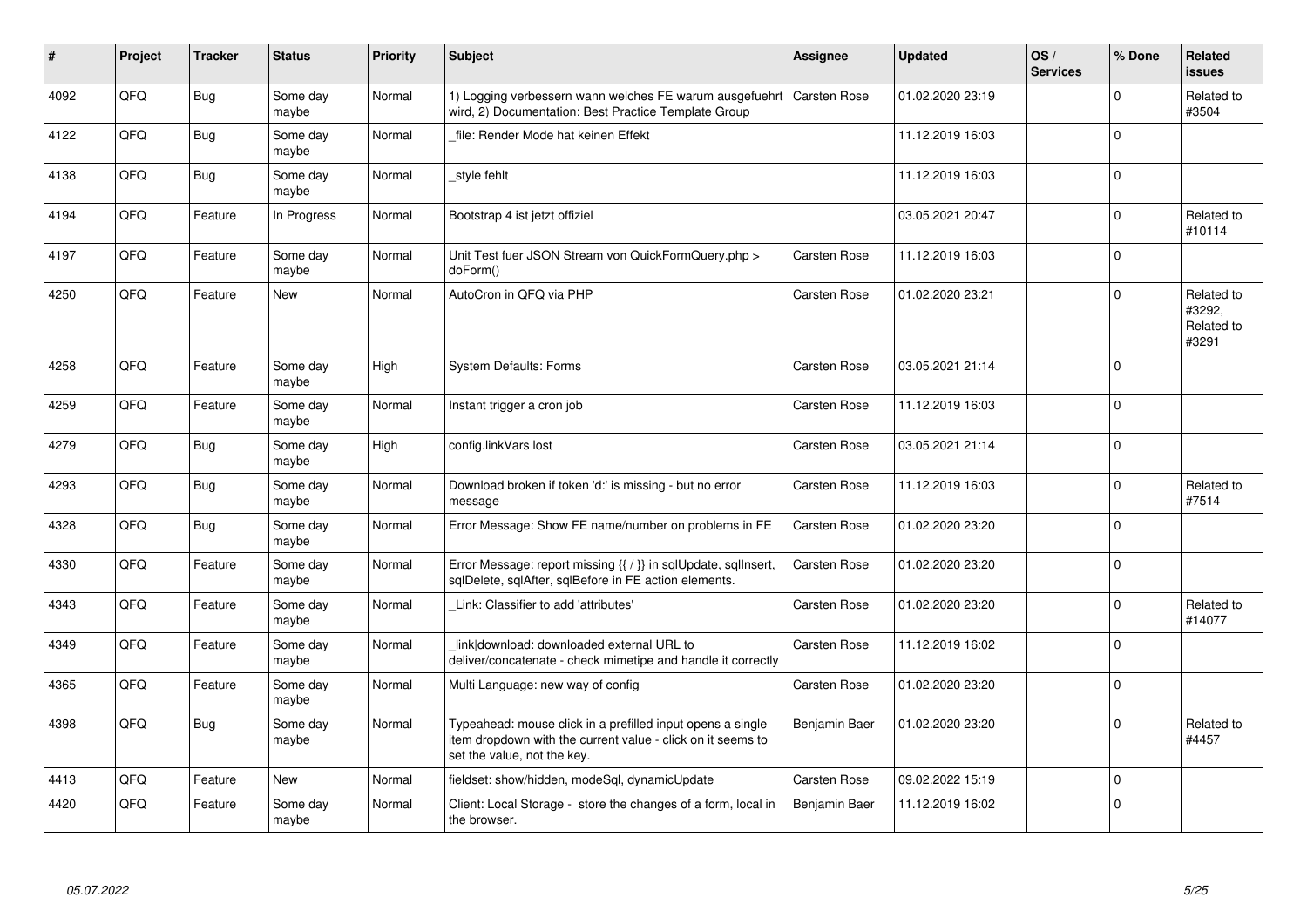| # | Project | Tracker | Status | Priority | Subject | Assignee | Updated | OS / Services | % Done | Related issues |
|---|---|---|---|---|---|---|---|---|---|---|
| 4092 | QFQ | Bug | Some day maybe | Normal | 1) Logging verbessern wann welches FE warum ausgefuehrt wird, 2) Documentation: Best Practice Template Group | Carsten Rose | 01.02.2020 23:19 | | 0 | Related to #3504 |
| 4122 | QFQ | Bug | Some day maybe | Normal | _file: Render Mode hat keinen Effekt | | 11.12.2019 16:03 | | 0 | |
| 4138 | QFQ | Bug | Some day maybe | Normal | _style fehlt | | 11.12.2019 16:03 | | 0 | |
| 4194 | QFQ | Feature | In Progress | Normal | Bootstrap 4 ist jetzt offiziel | | 03.05.2021 20:47 | | 0 | Related to #10114 |
| 4197 | QFQ | Feature | Some day maybe | Normal | Unit Test fuer JSON Stream von QuickFormQuery.php > doForm() | Carsten Rose | 11.12.2019 16:03 | | 0 | |
| 4250 | QFQ | Feature | New | Normal | AutoCron in QFQ via PHP | Carsten Rose | 01.02.2020 23:21 | | 0 | Related to #3292, Related to #3291 |
| 4258 | QFQ | Feature | Some day maybe | High | System Defaults: Forms | Carsten Rose | 03.05.2021 21:14 | | 0 | |
| 4259 | QFQ | Feature | Some day maybe | Normal | Instant trigger a cron job | Carsten Rose | 11.12.2019 16:03 | | 0 | |
| 4279 | QFQ | Bug | Some day maybe | High | config.linkVars lost | Carsten Rose | 03.05.2021 21:14 | | 0 | |
| 4293 | QFQ | Bug | Some day maybe | Normal | Download broken if token 'd:' is missing - but no error message | Carsten Rose | 11.12.2019 16:03 | | 0 | Related to #7514 |
| 4328 | QFQ | Bug | Some day maybe | Normal | Error Message: Show FE name/number on problems in FE | Carsten Rose | 01.02.2020 23:20 | | 0 | |
| 4330 | QFQ | Feature | Some day maybe | Normal | Error Message: report missing {{ / }} in sqlUpdate, sqlInsert, sqlDelete, sqlAfter, sqlBefore in FE action elements. | Carsten Rose | 01.02.2020 23:20 | | 0 | |
| 4343 | QFQ | Feature | Some day maybe | Normal | _Link: Classifier to add 'attributes' | Carsten Rose | 01.02.2020 23:20 | | 0 | Related to #14077 |
| 4349 | QFQ | Feature | Some day maybe | Normal | _link\|download: downloaded external URL to deliver/concatenate - check mimetipe and handle it correctly | Carsten Rose | 11.12.2019 16:02 | | 0 | |
| 4365 | QFQ | Feature | Some day maybe | Normal | Multi Language: new way of config | Carsten Rose | 01.02.2020 23:20 | | 0 | |
| 4398 | QFQ | Bug | Some day maybe | Normal | Typeahead: mouse click in a prefilled input opens a single item dropdown with the current value - click on it seems to set the value, not the key. | Benjamin Baer | 01.02.2020 23:20 | | 0 | Related to #4457 |
| 4413 | QFQ | Feature | New | Normal | fieldset: show/hidden, modeSql, dynamicUpdate | Carsten Rose | 09.02.2022 15:19 | | 0 | |
| 4420 | QFQ | Feature | Some day maybe | Normal | Client: Local Storage - store the changes of a form, local in the browser. | Benjamin Baer | 11.12.2019 16:02 | | 0 | |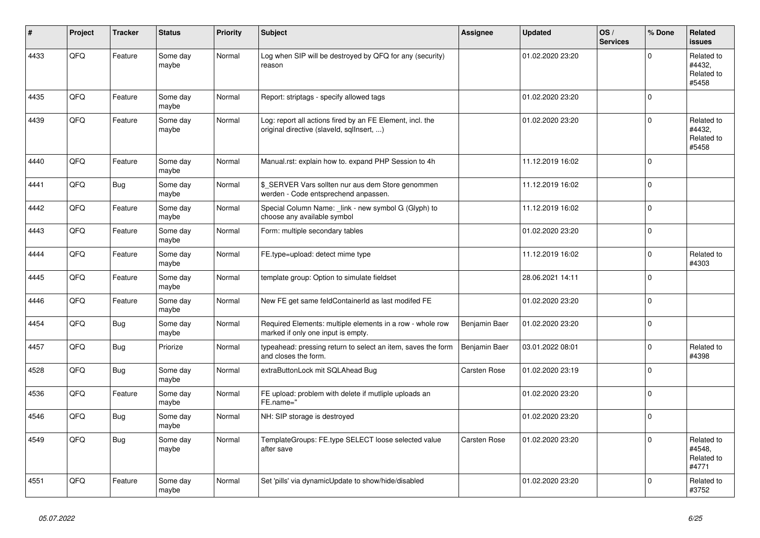| # | Project | Tracker | Status | Priority | Subject | Assignee | Updated | OS / Services | % Done | Related issues |
|---|---|---|---|---|---|---|---|---|---|---|
| 4433 | QFQ | Feature | Some day maybe | Normal | Log when SIP will be destroyed by QFQ for any (security) reason | | 01.02.2020 23:20 | | 0 | Related to #4432, Related to #5458 |
| 4435 | QFQ | Feature | Some day maybe | Normal | Report: striptags - specify allowed tags | | 01.02.2020 23:20 | | 0 | |
| 4439 | QFQ | Feature | Some day maybe | Normal | Log: report all actions fired by an FE Element, incl. the original directive (slaveId, sqlInsert, ...) | | 01.02.2020 23:20 | | 0 | Related to #4432, Related to #5458 |
| 4440 | QFQ | Feature | Some day maybe | Normal | Manual.rst: explain how to. expand PHP Session to 4h | | 11.12.2019 16:02 | | 0 | |
| 4441 | QFQ | Bug | Some day maybe | Normal | $_SERVER Vars sollten nur aus dem Store genommen werden - Code entsprechend anpassen. | | 11.12.2019 16:02 | | 0 | |
| 4442 | QFQ | Feature | Some day maybe | Normal | Special Column Name: _link - new symbol G (Glyph) to choose any available symbol | | 11.12.2019 16:02 | | 0 | |
| 4443 | QFQ | Feature | Some day maybe | Normal | Form: multiple secondary tables | | 01.02.2020 23:20 | | 0 | |
| 4444 | QFQ | Feature | Some day maybe | Normal | FE.type=upload: detect mime type | | 11.12.2019 16:02 | | 0 | Related to #4303 |
| 4445 | QFQ | Feature | Some day maybe | Normal | template group: Option to simulate fieldset | | 28.06.2021 14:11 | | 0 | |
| 4446 | QFQ | Feature | Some day maybe | Normal | New FE get same feldContainerId as last modifed FE | | 01.02.2020 23:20 | | 0 | |
| 4454 | QFQ | Bug | Some day maybe | Normal | Required Elements: multiple elements in a row - whole row marked if only one input is empty. | Benjamin Baer | 01.02.2020 23:20 | | 0 | |
| 4457 | QFQ | Bug | Priorize | Normal | typeahead: pressing return to select an item, saves the form and closes the form. | Benjamin Baer | 03.01.2022 08:01 | | 0 | Related to #4398 |
| 4528 | QFQ | Bug | Some day maybe | Normal | extraButtonLock mit SQLAhead Bug | Carsten Rose | 01.02.2020 23:19 | | 0 | |
| 4536 | QFQ | Feature | Some day maybe | Normal | FE upload: problem with delete if mutliple uploads an FE.name=" | | 01.02.2020 23:20 | | 0 | |
| 4546 | QFQ | Bug | Some day maybe | Normal | NH: SIP storage is destroyed | | 01.02.2020 23:20 | | 0 | |
| 4549 | QFQ | Bug | Some day maybe | Normal | TemplateGroups: FE.type SELECT loose selected value after save | Carsten Rose | 01.02.2020 23:20 | | 0 | Related to #4548, Related to #4771 |
| 4551 | QFQ | Feature | Some day maybe | Normal | Set 'pills' via dynamicUpdate to show/hide/disabled | | 01.02.2020 23:20 | | 0 | Related to #3752 |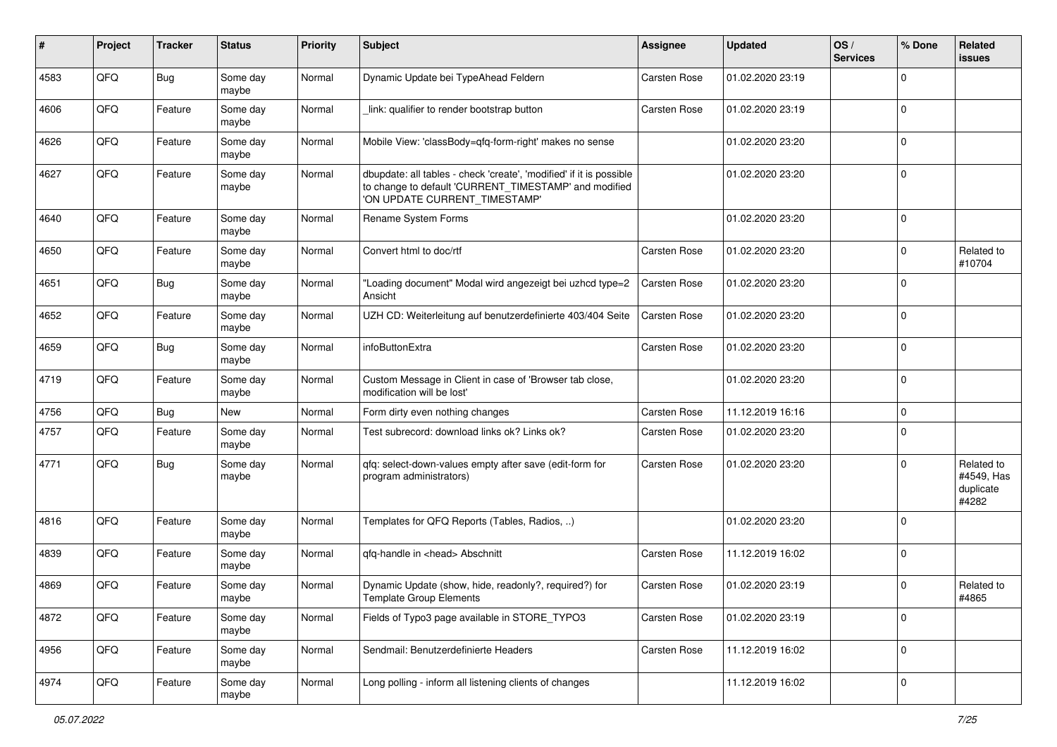| # | Project | Tracker | Status | Priority | Subject | Assignee | Updated | OS / Services | % Done | Related issues |
|---|---|---|---|---|---|---|---|---|---|---|
| 4583 | QFQ | Bug | Some day maybe | Normal | Dynamic Update bei TypeAhead Feldern | Carsten Rose | 01.02.2020 23:19 | | 0 | |
| 4606 | QFQ | Feature | Some day maybe | Normal | _link: qualifier to render bootstrap button | Carsten Rose | 01.02.2020 23:19 | | 0 | |
| 4626 | QFQ | Feature | Some day maybe | Normal | Mobile View: 'classBody=qfq-form-right' makes no sense | | 01.02.2020 23:20 | | 0 | |
| 4627 | QFQ | Feature | Some day maybe | Normal | dbupdate: all tables - check 'create', 'modified' if it is possible to change to default 'CURRENT_TIMESTAMP' and modified 'ON UPDATE CURRENT_TIMESTAMP' | | 01.02.2020 23:20 | | 0 | |
| 4640 | QFQ | Feature | Some day maybe | Normal | Rename System Forms | | 01.02.2020 23:20 | | 0 | |
| 4650 | QFQ | Feature | Some day maybe | Normal | Convert html to doc/rtf | Carsten Rose | 01.02.2020 23:20 | | 0 | Related to #10704 |
| 4651 | QFQ | Bug | Some day maybe | Normal | "Loading document" Modal wird angezeigt bei uzhcd type=2 Ansicht | Carsten Rose | 01.02.2020 23:20 | | 0 | |
| 4652 | QFQ | Feature | Some day maybe | Normal | UZH CD: Weiterleitung auf benutzerdefinierte 403/404 Seite | Carsten Rose | 01.02.2020 23:20 | | 0 | |
| 4659 | QFQ | Bug | Some day maybe | Normal | infoButtonExtra | Carsten Rose | 01.02.2020 23:20 | | 0 | |
| 4719 | QFQ | Feature | Some day maybe | Normal | Custom Message in Client in case of 'Browser tab close, modification will be lost' | | 01.02.2020 23:20 | | 0 | |
| 4756 | QFQ | Bug | New | Normal | Form dirty even nothing changes | Carsten Rose | 11.12.2019 16:16 | | 0 | |
| 4757 | QFQ | Feature | Some day maybe | Normal | Test subrecord: download links ok? Links ok? | Carsten Rose | 01.02.2020 23:20 | | 0 | |
| 4771 | QFQ | Bug | Some day maybe | Normal | qfq: select-down-values empty after save (edit-form for program administrators) | Carsten Rose | 01.02.2020 23:20 | | 0 | Related to #4549, Has duplicate #4282 |
| 4816 | QFQ | Feature | Some day maybe | Normal | Templates for QFQ Reports (Tables, Radios, ..) | | 01.02.2020 23:20 | | 0 | |
| 4839 | QFQ | Feature | Some day maybe | Normal | qfq-handle in <head> Abschnitt | Carsten Rose | 11.12.2019 16:02 | | 0 | |
| 4869 | QFQ | Feature | Some day maybe | Normal | Dynamic Update (show, hide, readonly?, required?) for Template Group Elements | Carsten Rose | 01.02.2020 23:19 | | 0 | Related to #4865 |
| 4872 | QFQ | Feature | Some day maybe | Normal | Fields of Typo3 page available in STORE_TYPO3 | Carsten Rose | 01.02.2020 23:19 | | 0 | |
| 4956 | QFQ | Feature | Some day maybe | Normal | Sendmail: Benutzerdefinierte Headers | Carsten Rose | 11.12.2019 16:02 | | 0 | |
| 4974 | QFQ | Feature | Some day maybe | Normal | Long polling - inform all listening clients of changes | | 11.12.2019 16:02 | | 0 | |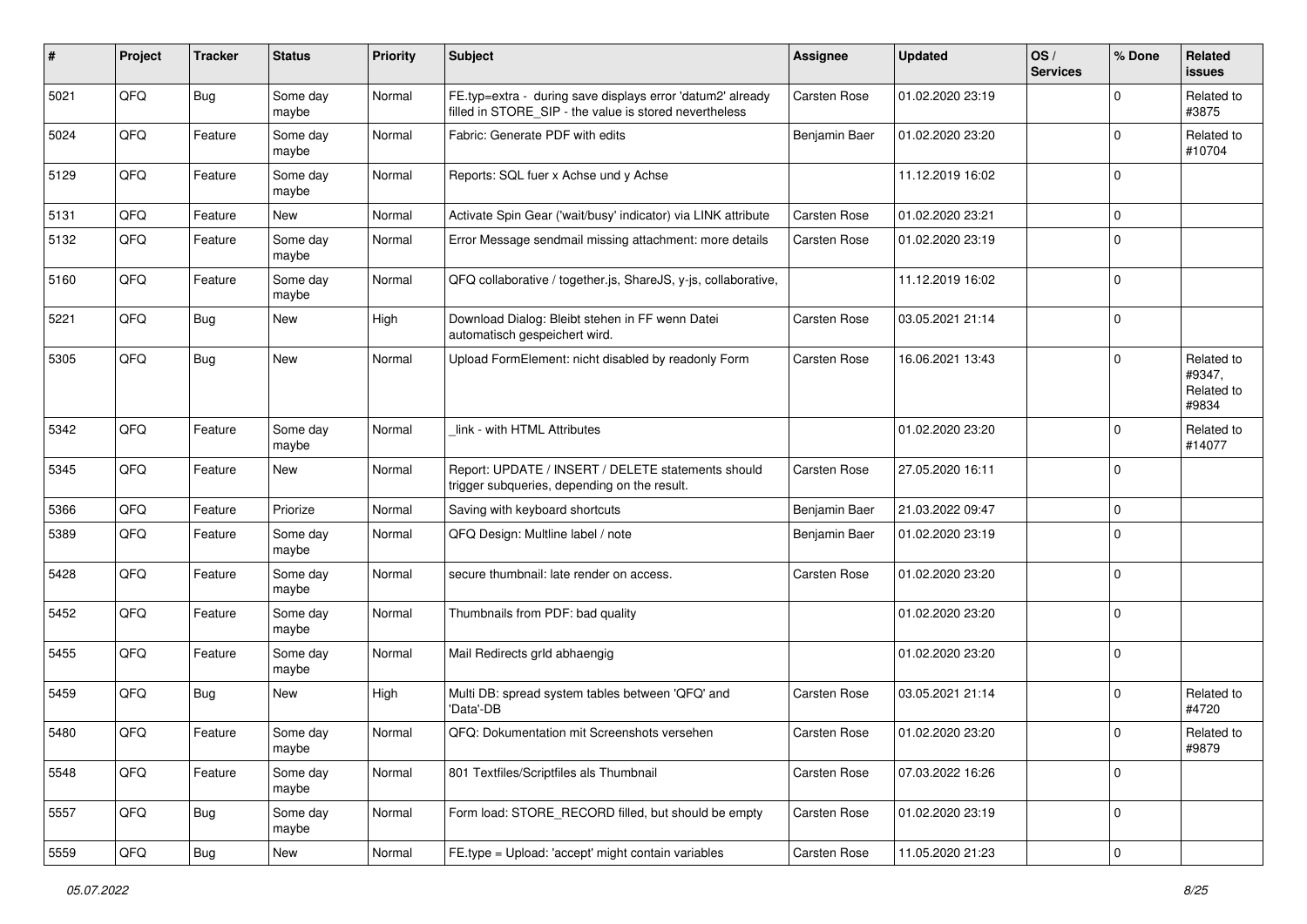| # | Project | Tracker | Status | Priority | Subject | Assignee | Updated | OS / Services | % Done | Related issues |
| --- | --- | --- | --- | --- | --- | --- | --- | --- | --- | --- |
| 5021 | QFQ | Bug | Some day maybe | Normal | FE.typ=extra - during save displays error 'datum2' already filled in STORE_SIP - the value is stored nevertheless | Carsten Rose | 01.02.2020 23:19 | | 0 | Related to #3875 |
| 5024 | QFQ | Feature | Some day maybe | Normal | Fabric: Generate PDF with edits | Benjamin Baer | 01.02.2020 23:20 | | 0 | Related to #10704 |
| 5129 | QFQ | Feature | Some day maybe | Normal | Reports: SQL fuer x Achse und y Achse | | 11.12.2019 16:02 | | 0 | |
| 5131 | QFQ | Feature | New | Normal | Activate Spin Gear ('wait/busy' indicator) via LINK attribute | Carsten Rose | 01.02.2020 23:21 | | 0 | |
| 5132 | QFQ | Feature | Some day maybe | Normal | Error Message sendmail missing attachment: more details | Carsten Rose | 01.02.2020 23:19 | | 0 | |
| 5160 | QFQ | Feature | Some day maybe | Normal | QFQ collaborative / together.js, ShareJS, y-js, collaborative, | | 11.12.2019 16:02 | | 0 | |
| 5221 | QFQ | Bug | New | High | Download Dialog: Bleibt stehen in FF wenn Datei automatisch gespeichert wird. | Carsten Rose | 03.05.2021 21:14 | | 0 | |
| 5305 | QFQ | Bug | New | Normal | Upload FormElement: nicht disabled by readonly Form | Carsten Rose | 16.06.2021 13:43 | | 0 | Related to #9347, Related to #9834 |
| 5342 | QFQ | Feature | Some day maybe | Normal | _link - with HTML Attributes | | 01.02.2020 23:20 | | 0 | Related to #14077 |
| 5345 | QFQ | Feature | New | Normal | Report: UPDATE / INSERT / DELETE statements should trigger subqueries, depending on the result. | Carsten Rose | 27.05.2020 16:11 | | 0 | |
| 5366 | QFQ | Feature | Priorize | Normal | Saving with keyboard shortcuts | Benjamin Baer | 21.03.2022 09:47 | | 0 | |
| 5389 | QFQ | Feature | Some day maybe | Normal | QFQ Design: Multline label / note | Benjamin Baer | 01.02.2020 23:19 | | 0 | |
| 5428 | QFQ | Feature | Some day maybe | Normal | secure thumbnail: late render on access. | Carsten Rose | 01.02.2020 23:20 | | 0 | |
| 5452 | QFQ | Feature | Some day maybe | Normal | Thumbnails from PDF: bad quality | | 01.02.2020 23:20 | | 0 | |
| 5455 | QFQ | Feature | Some day maybe | Normal | Mail Redirects grld abhaengig | | 01.02.2020 23:20 | | 0 | |
| 5459 | QFQ | Bug | New | High | Multi DB: spread system tables between 'QFQ' and 'Data'-DB | Carsten Rose | 03.05.2021 21:14 | | 0 | Related to #4720 |
| 5480 | QFQ | Feature | Some day maybe | Normal | QFQ: Dokumentation mit Screenshots versehen | Carsten Rose | 01.02.2020 23:20 | | 0 | Related to #9879 |
| 5548 | QFQ | Feature | Some day maybe | Normal | 801 Textfiles/Scriptfiles als Thumbnail | Carsten Rose | 07.03.2022 16:26 | | 0 | |
| 5557 | QFQ | Bug | Some day maybe | Normal | Form load: STORE_RECORD filled, but should be empty | Carsten Rose | 01.02.2020 23:19 | | 0 | |
| 5559 | QFQ | Bug | New | Normal | FE.type = Upload: 'accept' might contain variables | Carsten Rose | 11.05.2020 21:23 | | 0 | |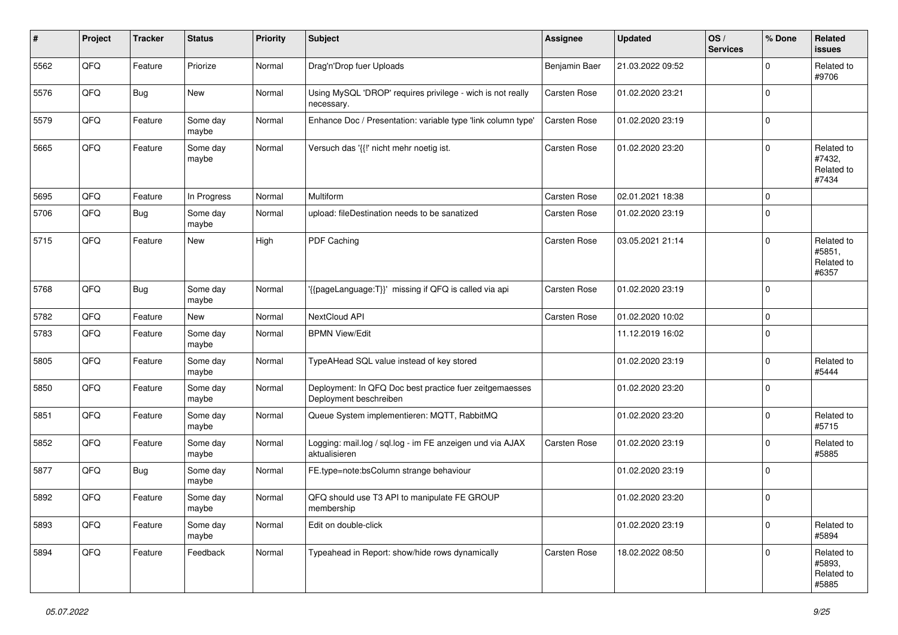| # | Project | Tracker | Status | Priority | Subject | Assignee | Updated | OS / Services | % Done | Related issues |
|---|---|---|---|---|---|---|---|---|---|---|
| 5562 | QFQ | Feature | Priorize | Normal | Drag'n'Drop fuer Uploads | Benjamin Baer | 21.03.2022 09:52 | | 0 | Related to #9706 |
| 5576 | QFQ | Bug | New | Normal | Using MySQL 'DROP' requires privilege - wich is not really necessary. | Carsten Rose | 01.02.2020 23:21 | | 0 | |
| 5579 | QFQ | Feature | Some day maybe | Normal | Enhance Doc / Presentation: variable type 'link column type' | Carsten Rose | 01.02.2020 23:19 | | 0 | |
| 5665 | QFQ | Feature | Some day maybe | Normal | Versuch das '{{!' nicht mehr noetig ist. | Carsten Rose | 01.02.2020 23:20 | | 0 | Related to #7432, Related to #7434 |
| 5695 | QFQ | Feature | In Progress | Normal | Multiform | Carsten Rose | 02.01.2021 18:38 | | 0 | |
| 5706 | QFQ | Bug | Some day maybe | Normal | upload: fileDestination needs to be sanatized | Carsten Rose | 01.02.2020 23:19 | | 0 | |
| 5715 | QFQ | Feature | New | High | PDF Caching | Carsten Rose | 03.05.2021 21:14 | | 0 | Related to #5851, Related to #6357 |
| 5768 | QFQ | Bug | Some day maybe | Normal | '{{pageLanguage:T}}' missing if QFQ is called via api | Carsten Rose | 01.02.2020 23:19 | | 0 | |
| 5782 | QFQ | Feature | New | Normal | NextCloud API | Carsten Rose | 01.02.2020 10:02 | | 0 | |
| 5783 | QFQ | Feature | Some day maybe | Normal | BPMN View/Edit | | 11.12.2019 16:02 | | 0 | |
| 5805 | QFQ | Feature | Some day maybe | Normal | TypeAHead SQL value instead of key stored | | 01.02.2020 23:19 | | 0 | Related to #5444 |
| 5850 | QFQ | Feature | Some day maybe | Normal | Deployment: In QFQ Doc best practice fuer zeitgemaesses Deployment beschreiben | | 01.02.2020 23:20 | | 0 | |
| 5851 | QFQ | Feature | Some day maybe | Normal | Queue System implementieren: MQTT, RabbitMQ | | 01.02.2020 23:20 | | 0 | Related to #5715 |
| 5852 | QFQ | Feature | Some day maybe | Normal | Logging: mail.log / sql.log - im FE anzeigen und via AJAX aktualisieren | Carsten Rose | 01.02.2020 23:19 | | 0 | Related to #5885 |
| 5877 | QFQ | Bug | Some day maybe | Normal | FE.type=note:bsColumn strange behaviour | | 01.02.2020 23:19 | | 0 | |
| 5892 | QFQ | Feature | Some day maybe | Normal | QFQ should use T3 API to manipulate FE GROUP membership | | 01.02.2020 23:20 | | 0 | |
| 5893 | QFQ | Feature | Some day maybe | Normal | Edit on double-click | | 01.02.2020 23:19 | | 0 | Related to #5894 |
| 5894 | QFQ | Feature | Feedback | Normal | Typeahead in Report: show/hide rows dynamically | Carsten Rose | 18.02.2022 08:50 | | 0 | Related to #5893, Related to #5885 |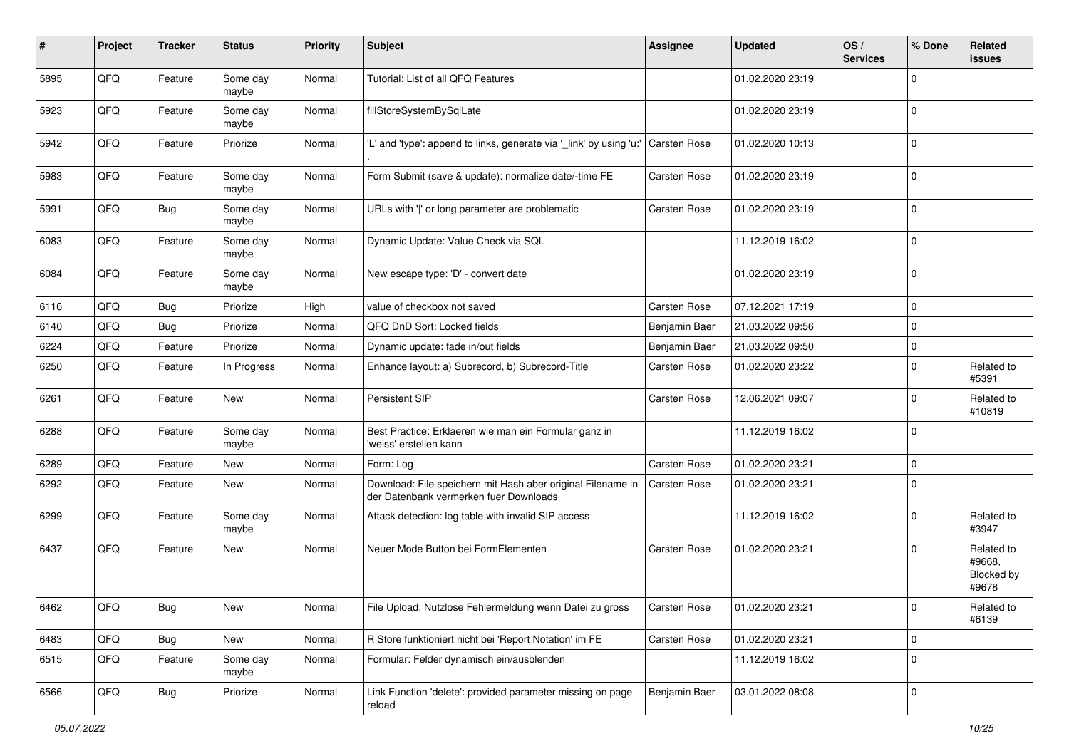| # | Project | Tracker | Status | Priority | Subject | Assignee | Updated | OS / Services | % Done | Related issues |
|---|---|---|---|---|---|---|---|---|---|---|
| 5895 | QFQ | Feature | Some day maybe | Normal | Tutorial: List of all QFQ Features | | 01.02.2020 23:19 | | 0 | |
| 5923 | QFQ | Feature | Some day maybe | Normal | fillStoreSystemBySqlLate | | 01.02.2020 23:19 | | 0 | |
| 5942 | QFQ | Feature | Priorize | Normal | 'L' and 'type': append to links, generate via '_link' by using 'u:' . | Carsten Rose | 01.02.2020 10:13 | | 0 | |
| 5983 | QFQ | Feature | Some day maybe | Normal | Form Submit (save & update): normalize date/-time FE | Carsten Rose | 01.02.2020 23:19 | | 0 | |
| 5991 | QFQ | Bug | Some day maybe | Normal | URLs with '|' or long parameter are problematic | Carsten Rose | 01.02.2020 23:19 | | 0 | |
| 6083 | QFQ | Feature | Some day maybe | Normal | Dynamic Update: Value Check via SQL | | 11.12.2019 16:02 | | 0 | |
| 6084 | QFQ | Feature | Some day maybe | Normal | New escape type: 'D' - convert date | | 01.02.2020 23:19 | | 0 | |
| 6116 | QFQ | Bug | Priorize | High | value of checkbox not saved | Carsten Rose | 07.12.2021 17:19 | | 0 | |
| 6140 | QFQ | Bug | Priorize | Normal | QFQ DnD Sort: Locked fields | Benjamin Baer | 21.03.2022 09:56 | | 0 | |
| 6224 | QFQ | Feature | Priorize | Normal | Dynamic update: fade in/out fields | Benjamin Baer | 21.03.2022 09:50 | | 0 | |
| 6250 | QFQ | Feature | In Progress | Normal | Enhance layout: a) Subrecord, b) Subrecord-Title | Carsten Rose | 01.02.2020 23:22 | | 0 | Related to #5391 |
| 6261 | QFQ | Feature | New | Normal | Persistent SIP | Carsten Rose | 12.06.2021 09:07 | | 0 | Related to #10819 |
| 6288 | QFQ | Feature | Some day maybe | Normal | Best Practice: Erklaeren wie man ein Formular ganz in 'weiss' erstellen kann | | 11.12.2019 16:02 | | 0 | |
| 6289 | QFQ | Feature | New | Normal | Form: Log | Carsten Rose | 01.02.2020 23:21 | | 0 | |
| 6292 | QFQ | Feature | New | Normal | Download: File speichern mit Hash aber original Filename in der Datenbank vermerken fuer Downloads | Carsten Rose | 01.02.2020 23:21 | | 0 | |
| 6299 | QFQ | Feature | Some day maybe | Normal | Attack detection: log table with invalid SIP access | | 11.12.2019 16:02 | | 0 | Related to #3947 |
| 6437 | QFQ | Feature | New | Normal | Neuer Mode Button bei FormElementen | Carsten Rose | 01.02.2020 23:21 | | 0 | Related to #9668, Blocked by #9678 |
| 6462 | QFQ | Bug | New | Normal | File Upload: Nutzlose Fehlermeldung wenn Datei zu gross | Carsten Rose | 01.02.2020 23:21 | | 0 | Related to #6139 |
| 6483 | QFQ | Bug | New | Normal | R Store funktioniert nicht bei 'Report Notation' im FE | Carsten Rose | 01.02.2020 23:21 | | 0 | |
| 6515 | QFQ | Feature | Some day maybe | Normal | Formular: Felder dynamisch ein/ausblenden | | 11.12.2019 16:02 | | 0 | |
| 6566 | QFQ | Bug | Priorize | Normal | Link Function 'delete': provided parameter missing on page reload | Benjamin Baer | 03.01.2022 08:08 | | 0 | |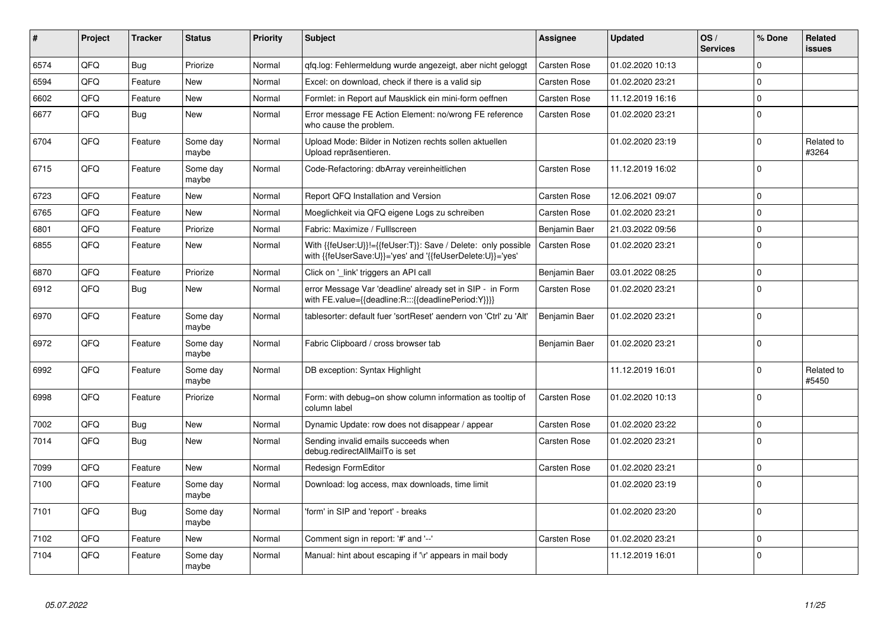| # | Project | Tracker | Status | Priority | Subject | Assignee | Updated | OS / Services | % Done | Related issues |
|---|---|---|---|---|---|---|---|---|---|---|
| 6574 | QFQ | Bug | Priorize | Normal | qfq.log: Fehlermeldung wurde angezeigt, aber nicht geloggt | Carsten Rose | 01.02.2020 10:13 | | 0 | |
| 6594 | QFQ | Feature | New | Normal | Excel: on download, check if there is a valid sip | Carsten Rose | 01.02.2020 23:21 | | 0 | |
| 6602 | QFQ | Feature | New | Normal | Formlet: in Report auf Mausklick ein mini-form oeffnen | Carsten Rose | 11.12.2019 16:16 | | 0 | |
| 6677 | QFQ | Bug | New | Normal | Error message FE Action Element: no/wrong FE reference who cause the problem. | Carsten Rose | 01.02.2020 23:21 | | 0 | |
| 6704 | QFQ | Feature | Some day maybe | Normal | Upload Mode: Bilder in Notizen rechts sollen aktuellen Upload repräsentieren. | | 01.02.2020 23:19 | | 0 | Related to #3264 |
| 6715 | QFQ | Feature | Some day maybe | Normal | Code-Refactoring: dbArray vereinheitlichen | Carsten Rose | 11.12.2019 16:02 | | 0 | |
| 6723 | QFQ | Feature | New | Normal | Report QFQ Installation and Version | Carsten Rose | 12.06.2021 09:07 | | 0 | |
| 6765 | QFQ | Feature | New | Normal | Moeglichkeit via QFQ eigene Logs zu schreiben | Carsten Rose | 01.02.2020 23:21 | | 0 | |
| 6801 | QFQ | Feature | Priorize | Normal | Fabric: Maximize / Fulllscreen | Benjamin Baer | 21.03.2022 09:56 | | 0 | |
| 6855 | QFQ | Feature | New | Normal | With {{feUser:U}}!={{feUser:T}}: Save / Delete: only possible with {{feUserSave:U}}='yes' and '{{feUserDelete:U}}='yes' | Carsten Rose | 01.02.2020 23:21 | | 0 | |
| 6870 | QFQ | Feature | Priorize | Normal | Click on '_link' triggers an API call | Benjamin Baer | 03.01.2022 08:25 | | 0 | |
| 6912 | QFQ | Bug | New | Normal | error Message Var 'deadline' already set in SIP - in Form with FE.value={{deadline:R:::{{deadlinePeriod:Y}}}} | Carsten Rose | 01.02.2020 23:21 | | 0 | |
| 6970 | QFQ | Feature | Some day maybe | Normal | tablesorter: default fuer 'sortReset' aendern von 'Ctrl' zu 'Alt' | Benjamin Baer | 01.02.2020 23:21 | | 0 | |
| 6972 | QFQ | Feature | Some day maybe | Normal | Fabric Clipboard / cross browser tab | Benjamin Baer | 01.02.2020 23:21 | | 0 | |
| 6992 | QFQ | Feature | Some day maybe | Normal | DB exception: Syntax Highlight | | 11.12.2019 16:01 | | 0 | Related to #5450 |
| 6998 | QFQ | Feature | Priorize | Normal | Form: with debug=on show column information as tooltip of column label | Carsten Rose | 01.02.2020 10:13 | | 0 | |
| 7002 | QFQ | Bug | New | Normal | Dynamic Update: row does not disappear / appear | Carsten Rose | 01.02.2020 23:22 | | 0 | |
| 7014 | QFQ | Bug | New | Normal | Sending invalid emails succeeds when debug.redirectAllMailTo is set | Carsten Rose | 01.02.2020 23:21 | | 0 | |
| 7099 | QFQ | Feature | New | Normal | Redesign FormEditor | Carsten Rose | 01.02.2020 23:21 | | 0 | |
| 7100 | QFQ | Feature | Some day maybe | Normal | Download: log access, max downloads, time limit | | 01.02.2020 23:19 | | 0 | |
| 7101 | QFQ | Bug | Some day maybe | Normal | 'form' in SIP and 'report' - breaks | | 01.02.2020 23:20 | | 0 | |
| 7102 | QFQ | Feature | New | Normal | Comment sign in report: '#' and '--' | Carsten Rose | 01.02.2020 23:21 | | 0 | |
| 7104 | QFQ | Feature | Some day maybe | Normal | Manual: hint about escaping if '\r' appears in mail body | | 11.12.2019 16:01 | | 0 | |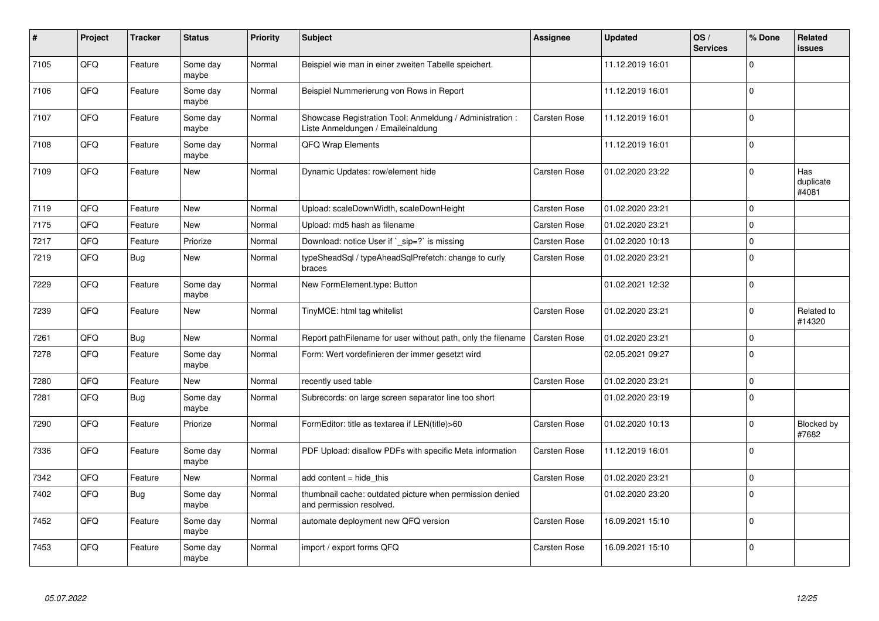| # | Project | Tracker | Status | Priority | Subject | Assignee | Updated | OS / Services | % Done | Related issues |
|---|---|---|---|---|---|---|---|---|---|---|
| 7105 | QFQ | Feature | Some day maybe | Normal | Beispiel wie man in einer zweiten Tabelle speichert. | | 11.12.2019 16:01 | | 0 | |
| 7106 | QFQ | Feature | Some day maybe | Normal | Beispiel Nummerierung von Rows in Report | | 11.12.2019 16:01 | | 0 | |
| 7107 | QFQ | Feature | Some day maybe | Normal | Showcase Registration Tool: Anmeldung / Administration : Liste Anmeldungen / Emaileinaldung | Carsten Rose | 11.12.2019 16:01 | | 0 | |
| 7108 | QFQ | Feature | Some day maybe | Normal | QFQ Wrap Elements | | 11.12.2019 16:01 | | 0 | |
| 7109 | QFQ | Feature | New | Normal | Dynamic Updates: row/element hide | Carsten Rose | 01.02.2020 23:22 | | 0 | Has duplicate #4081 |
| 7119 | QFQ | Feature | New | Normal | Upload: scaleDownWidth, scaleDownHeight | Carsten Rose | 01.02.2020 23:21 | | 0 | |
| 7175 | QFQ | Feature | New | Normal | Upload: md5 hash as filename | Carsten Rose | 01.02.2020 23:21 | | 0 | |
| 7217 | QFQ | Feature | Priorize | Normal | Download: notice User if `_sip=?` is missing | Carsten Rose | 01.02.2020 10:13 | | 0 | |
| 7219 | QFQ | Bug | New | Normal | typeSheadSql / typeAheadSqlPrefetch: change to curly braces | Carsten Rose | 01.02.2020 23:21 | | 0 | |
| 7229 | QFQ | Feature | Some day maybe | Normal | New FormElement.type: Button | | 01.02.2021 12:32 | | 0 | |
| 7239 | QFQ | Feature | New | Normal | TinyMCE: html tag whitelist | Carsten Rose | 01.02.2020 23:21 | | 0 | Related to #14320 |
| 7261 | QFQ | Bug | New | Normal | Report pathFilename for user without path, only the filename | Carsten Rose | 01.02.2020 23:21 | | 0 | |
| 7278 | QFQ | Feature | Some day maybe | Normal | Form: Wert vordefinieren der immer gesetzt wird | | 02.05.2021 09:27 | | 0 | |
| 7280 | QFQ | Feature | New | Normal | recently used table | Carsten Rose | 01.02.2020 23:21 | | 0 | |
| 7281 | QFQ | Bug | Some day maybe | Normal | Subrecords: on large screen separator line too short | | 01.02.2020 23:19 | | 0 | |
| 7290 | QFQ | Feature | Priorize | Normal | FormEditor: title as textarea if LEN(title)>60 | Carsten Rose | 01.02.2020 10:13 | | 0 | Blocked by #7682 |
| 7336 | QFQ | Feature | Some day maybe | Normal | PDF Upload: disallow PDFs with specific Meta information | Carsten Rose | 11.12.2019 16:01 | | 0 | |
| 7342 | QFQ | Feature | New | Normal | add content = hide_this | Carsten Rose | 01.02.2020 23:21 | | 0 | |
| 7402 | QFQ | Bug | Some day maybe | Normal | thumbnail cache: outdated picture when permission denied and permission resolved. | | 01.02.2020 23:20 | | 0 | |
| 7452 | QFQ | Feature | Some day maybe | Normal | automate deployment new QFQ version | Carsten Rose | 16.09.2021 15:10 | | 0 | |
| 7453 | QFQ | Feature | Some day maybe | Normal | import / export forms QFQ | Carsten Rose | 16.09.2021 15:10 | | 0 | |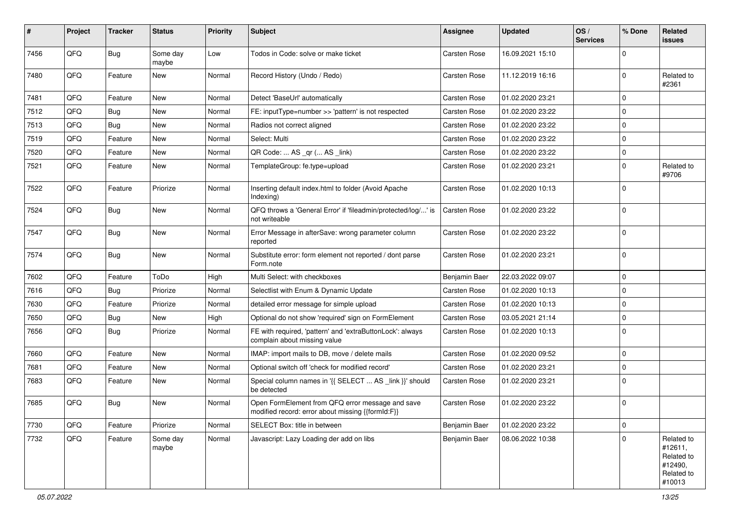| # | Project | Tracker | Status | Priority | Subject | Assignee | Updated | OS / Services | % Done | Related issues |
|---|---|---|---|---|---|---|---|---|---|---|
| 7456 | QFQ | Bug | Some day maybe | Low | Todos in Code: solve or make ticket | Carsten Rose | 16.09.2021 15:10 | | 0 | |
| 7480 | QFQ | Feature | New | Normal | Record History (Undo / Redo) | Carsten Rose | 11.12.2019 16:16 | | 0 | Related to #2361 |
| 7481 | QFQ | Feature | New | Normal | Detect 'BaseUrl' automatically | Carsten Rose | 01.02.2020 23:21 | | 0 | |
| 7512 | QFQ | Bug | New | Normal | FE: inputType=number >> 'pattern' is not respected | Carsten Rose | 01.02.2020 23:22 | | 0 | |
| 7513 | QFQ | Bug | New | Normal | Radios not correct aligned | Carsten Rose | 01.02.2020 23:22 | | 0 | |
| 7519 | QFQ | Feature | New | Normal | Select: Multi | Carsten Rose | 01.02.2020 23:22 | | 0 | |
| 7520 | QFQ | Feature | New | Normal | QR Code: ... AS _qr (... AS _link) | Carsten Rose | 01.02.2020 23:22 | | 0 | |
| 7521 | QFQ | Feature | New | Normal | TemplateGroup: fe.type=upload | Carsten Rose | 01.02.2020 23:21 | | 0 | Related to #9706 |
| 7522 | QFQ | Feature | Priorize | Normal | Inserting default index.html to folder (Avoid Apache Indexing) | Carsten Rose | 01.02.2020 10:13 | | 0 | |
| 7524 | QFQ | Bug | New | Normal | QFQ throws a 'General Error' if 'fileadmin/protected/log/...' is not writeable | Carsten Rose | 01.02.2020 23:22 | | 0 | |
| 7547 | QFQ | Bug | New | Normal | Error Message in afterSave: wrong parameter column reported | Carsten Rose | 01.02.2020 23:22 | | 0 | |
| 7574 | QFQ | Bug | New | Normal | Substitute error: form element not reported / dont parse Form.note | Carsten Rose | 01.02.2020 23:21 | | 0 | |
| 7602 | QFQ | Feature | ToDo | High | Multi Select: with checkboxes | Benjamin Baer | 22.03.2022 09:07 | | 0 | |
| 7616 | QFQ | Bug | Priorize | Normal | Selectlist with Enum & Dynamic Update | Carsten Rose | 01.02.2020 10:13 | | 0 | |
| 7630 | QFQ | Feature | Priorize | Normal | detailed error message for simple upload | Carsten Rose | 01.02.2020 10:13 | | 0 | |
| 7650 | QFQ | Bug | New | High | Optional do not show 'required' sign on FormElement | Carsten Rose | 03.05.2021 21:14 | | 0 | |
| 7656 | QFQ | Bug | Priorize | Normal | FE with required, 'pattern' and 'extraButtonLock': always complain about missing value | Carsten Rose | 01.02.2020 10:13 | | 0 | |
| 7660 | QFQ | Feature | New | Normal | IMAP: import mails to DB, move / delete mails | Carsten Rose | 01.02.2020 09:52 | | 0 | |
| 7681 | QFQ | Feature | New | Normal | Optional switch off 'check for modified record' | Carsten Rose | 01.02.2020 23:21 | | 0 | |
| 7683 | QFQ | Feature | New | Normal | Special column names in '{{ SELECT ... AS _link }}' should be detected | Carsten Rose | 01.02.2020 23:21 | | 0 | |
| 7685 | QFQ | Bug | New | Normal | Open FormElement from QFQ error message and save modified record: error about missing {{formId:F}} | Carsten Rose | 01.02.2020 23:22 | | 0 | |
| 7730 | QFQ | Feature | Priorize | Normal | SELECT Box: title in between | Benjamin Baer | 01.02.2020 23:22 | | 0 | |
| 7732 | QFQ | Feature | Some day maybe | Normal | Javascript: Lazy Loading der add on libs | Benjamin Baer | 08.06.2022 10:38 | | 0 | Related to #12611, Related to #12490, Related to #10013 |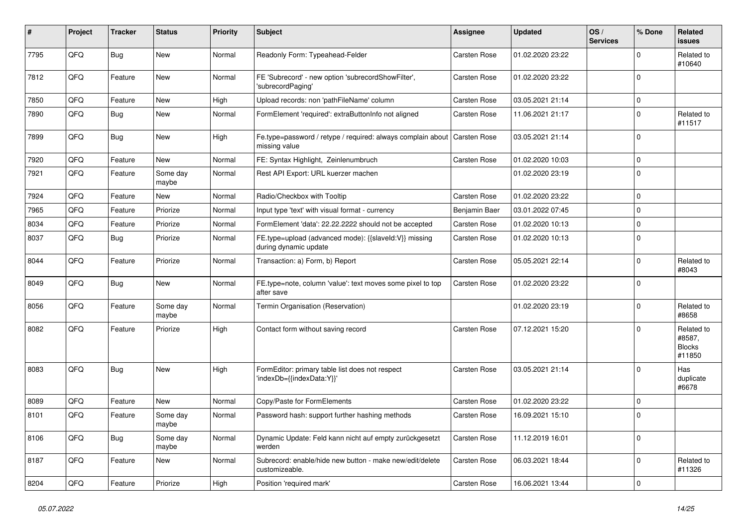| # | Project | Tracker | Status | Priority | Subject | Assignee | Updated | OS / Services | % Done | Related issues |
|---|---|---|---|---|---|---|---|---|---|---|
| 7795 | QFQ | Bug | New | Normal | Readonly Form: Typeahead-Felder | Carsten Rose | 01.02.2020 23:22 | | 0 | Related to #10640 |
| 7812 | QFQ | Feature | New | Normal | FE 'Subrecord' - new option 'subrecordShowFilter', 'subrecordPaging' | Carsten Rose | 01.02.2020 23:22 | | 0 | |
| 7850 | QFQ | Feature | New | High | Upload records: non 'pathFileName' column | Carsten Rose | 03.05.2021 21:14 | | 0 | |
| 7890 | QFQ | Bug | New | Normal | FormElement 'required': extraButtonInfo not aligned | Carsten Rose | 11.06.2021 21:17 | | 0 | Related to #11517 |
| 7899 | QFQ | Bug | New | High | Fe.type=password / retype / required: always complain about missing value | Carsten Rose | 03.05.2021 21:14 | | 0 | |
| 7920 | QFQ | Feature | New | Normal | FE: Syntax Highlight, Zeilenumbruch | Carsten Rose | 01.02.2020 10:03 | | 0 | |
| 7921 | QFQ | Feature | Some day maybe | Normal | Rest API Export: URL kuerzer machen | | 01.02.2020 23:19 | | 0 | |
| 7924 | QFQ | Feature | New | Normal | Radio/Checkbox with Tooltip | Carsten Rose | 01.02.2020 23:22 | | 0 | |
| 7965 | QFQ | Feature | Priorize | Normal | Input type 'text' with visual format - currency | Benjamin Baer | 03.01.2022 07:45 | | 0 | |
| 8034 | QFQ | Feature | Priorize | Normal | FormElement 'data': 22.22.2222 should not be accepted | Carsten Rose | 01.02.2020 10:13 | | 0 | |
| 8037 | QFQ | Bug | Priorize | Normal | FE.type=upload (advanced mode): {{slaveId:V}} missing during dynamic update | Carsten Rose | 01.02.2020 10:13 | | 0 | |
| 8044 | QFQ | Feature | Priorize | Normal | Transaction: a) Form, b) Report | Carsten Rose | 05.05.2021 22:14 | | 0 | Related to #8043 |
| 8049 | QFQ | Bug | New | Normal | FE.type=note, column 'value': text moves some pixel to top after save | Carsten Rose | 01.02.2020 23:22 | | 0 | |
| 8056 | QFQ | Feature | Some day maybe | Normal | Termin Organisation (Reservation) | | 01.02.2020 23:19 | | 0 | Related to #8658 |
| 8082 | QFQ | Feature | Priorize | High | Contact form without saving record | Carsten Rose | 07.12.2021 15:20 | | 0 | Related to #8587, Blocks #11850 |
| 8083 | QFQ | Bug | New | High | FormEditor: primary table list does not respect 'indexDb={{indexData:Y}}' | Carsten Rose | 03.05.2021 21:14 | | 0 | Has duplicate #6678 |
| 8089 | QFQ | Feature | New | Normal | Copy/Paste for FormElements | Carsten Rose | 01.02.2020 23:22 | | 0 | |
| 8101 | QFQ | Feature | Some day maybe | Normal | Password hash: support further hashing methods | Carsten Rose | 16.09.2021 15:10 | | 0 | |
| 8106 | QFQ | Bug | Some day maybe | Normal | Dynamic Update: Feld kann nicht auf empty zurückgesetzt werden | Carsten Rose | 11.12.2019 16:01 | | 0 | |
| 8187 | QFQ | Feature | New | Normal | Subrecord: enable/hide new button - make new/edit/delete customizeable. | Carsten Rose | 06.03.2021 18:44 | | 0 | Related to #11326 |
| 8204 | QFQ | Feature | Priorize | High | Position 'required mark' | Carsten Rose | 16.06.2021 13:44 | | 0 | |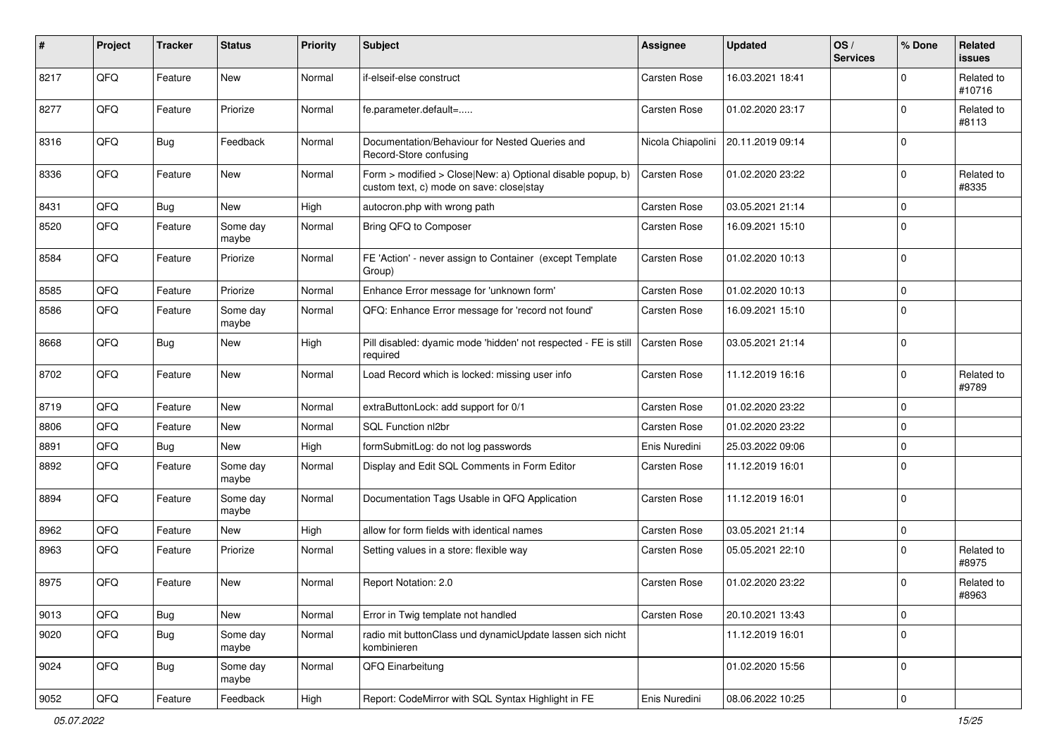| # | Project | Tracker | Status | Priority | Subject | Assignee | Updated | OS / Services | % Done | Related issues |
|---|---|---|---|---|---|---|---|---|---|---|
| 8217 | QFQ | Feature | New | Normal | if-elseif-else construct | Carsten Rose | 16.03.2021 18:41 | | 0 | Related to #10716 |
| 8277 | QFQ | Feature | Priorize | Normal | fe.parameter.default=..... | Carsten Rose | 01.02.2020 23:17 | | 0 | Related to #8113 |
| 8316 | QFQ | Bug | Feedback | Normal | Documentation/Behaviour for Nested Queries and Record-Store confusing | Nicola Chiapolini | 20.11.2019 09:14 | | 0 | |
| 8336 | QFQ | Feature | New | Normal | Form > modified > Close\|New: a) Optional disable popup, b) custom text, c) mode on save: close\|stay | Carsten Rose | 01.02.2020 23:22 | | 0 | Related to #8335 |
| 8431 | QFQ | Bug | New | High | autocron.php with wrong path | Carsten Rose | 03.05.2021 21:14 | | 0 | |
| 8520 | QFQ | Feature | Some day maybe | Normal | Bring QFQ to Composer | Carsten Rose | 16.09.2021 15:10 | | 0 | |
| 8584 | QFQ | Feature | Priorize | Normal | FE 'Action' - never assign to Container (except Template Group) | Carsten Rose | 01.02.2020 10:13 | | 0 | |
| 8585 | QFQ | Feature | Priorize | Normal | Enhance Error message for 'unknown form' | Carsten Rose | 01.02.2020 10:13 | | 0 | |
| 8586 | QFQ | Feature | Some day maybe | Normal | QFQ: Enhance Error message for 'record not found' | Carsten Rose | 16.09.2021 15:10 | | 0 | |
| 8668 | QFQ | Bug | New | High | Pill disabled: dyamic mode 'hidden' not respected - FE is still required | Carsten Rose | 03.05.2021 21:14 | | 0 | |
| 8702 | QFQ | Feature | New | Normal | Load Record which is locked: missing user info | Carsten Rose | 11.12.2019 16:16 | | 0 | Related to #9789 |
| 8719 | QFQ | Feature | New | Normal | extraButtonLock: add support for 0/1 | Carsten Rose | 01.02.2020 23:22 | | 0 | |
| 8806 | QFQ | Feature | New | Normal | SQL Function nl2br | Carsten Rose | 01.02.2020 23:22 | | 0 | |
| 8891 | QFQ | Bug | New | High | formSubmitLog: do not log passwords | Enis Nuredini | 25.03.2022 09:06 | | 0 | |
| 8892 | QFQ | Feature | Some day maybe | Normal | Display and Edit SQL Comments in Form Editor | Carsten Rose | 11.12.2019 16:01 | | 0 | |
| 8894 | QFQ | Feature | Some day maybe | Normal | Documentation Tags Usable in QFQ Application | Carsten Rose | 11.12.2019 16:01 | | 0 | |
| 8962 | QFQ | Feature | New | High | allow for form fields with identical names | Carsten Rose | 03.05.2021 21:14 | | 0 | |
| 8963 | QFQ | Feature | Priorize | Normal | Setting values in a store: flexible way | Carsten Rose | 05.05.2021 22:10 | | 0 | Related to #8975 |
| 8975 | QFQ | Feature | New | Normal | Report Notation: 2.0 | Carsten Rose | 01.02.2020 23:22 | | 0 | Related to #8963 |
| 9013 | QFQ | Bug | New | Normal | Error in Twig template not handled | Carsten Rose | 20.10.2021 13:43 | | 0 | |
| 9020 | QFQ | Bug | Some day maybe | Normal | radio mit buttonClass und dynamicUpdate lassen sich nicht kombinieren | | 11.12.2019 16:01 | | 0 | |
| 9024 | QFQ | Bug | Some day maybe | Normal | QFQ Einarbeitung | | 01.02.2020 15:56 | | 0 | |
| 9052 | QFQ | Feature | Feedback | High | Report: CodeMirror with SQL Syntax Highlight in FE | Enis Nuredini | 08.06.2022 10:25 | | 0 | |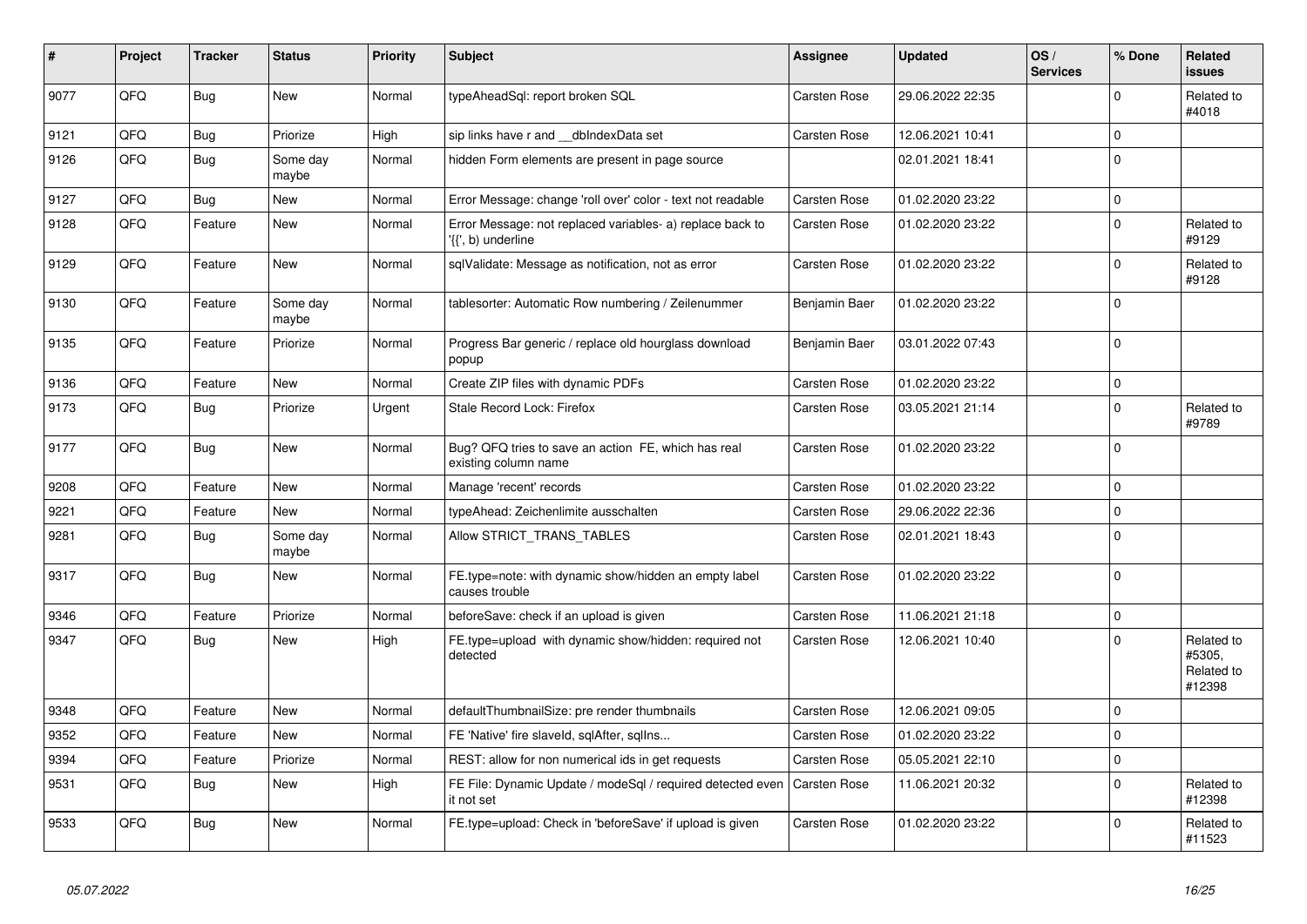| # | Project | Tracker | Status | Priority | Subject | Assignee | Updated | OS / Services | % Done | Related issues |
|---|---|---|---|---|---|---|---|---|---|---|
| 9077 | QFQ | Bug | New | Normal | typeAheadSql: report broken SQL | Carsten Rose | 29.06.2022 22:35 | | 0 | Related to #4018 |
| 9121 | QFQ | Bug | Priorize | High | sip links have r and __dbIndexData set | Carsten Rose | 12.06.2021 10:41 | | 0 | |
| 9126 | QFQ | Bug | Some day maybe | Normal | hidden Form elements are present in page source | | 02.01.2021 18:41 | | 0 | |
| 9127 | QFQ | Bug | New | Normal | Error Message: change 'roll over' color - text not readable | Carsten Rose | 01.02.2020 23:22 | | 0 | |
| 9128 | QFQ | Feature | New | Normal | Error Message: not replaced variables- a) replace back to '{{', b) underline | Carsten Rose | 01.02.2020 23:22 | | 0 | Related to #9129 |
| 9129 | QFQ | Feature | New | Normal | sqlValidate: Message as notification, not as error | Carsten Rose | 01.02.2020 23:22 | | 0 | Related to #9128 |
| 9130 | QFQ | Feature | Some day maybe | Normal | tablesorter: Automatic Row numbering / Zeilenummer | Benjamin Baer | 01.02.2020 23:22 | | 0 | |
| 9135 | QFQ | Feature | Priorize | Normal | Progress Bar generic / replace old hourglass download popup | Benjamin Baer | 03.01.2022 07:43 | | 0 | |
| 9136 | QFQ | Feature | New | Normal | Create ZIP files with dynamic PDFs | Carsten Rose | 01.02.2020 23:22 | | 0 | |
| 9173 | QFQ | Bug | Priorize | Urgent | Stale Record Lock: Firefox | Carsten Rose | 03.05.2021 21:14 | | 0 | Related to #9789 |
| 9177 | QFQ | Bug | New | Normal | Bug? QFQ tries to save an action FE, which has real existing column name | Carsten Rose | 01.02.2020 23:22 | | 0 | |
| 9208 | QFQ | Feature | New | Normal | Manage 'recent' records | Carsten Rose | 01.02.2020 23:22 | | 0 | |
| 9221 | QFQ | Feature | New | Normal | typeAhead: Zeichenlimite ausschalten | Carsten Rose | 29.06.2022 22:36 | | 0 | |
| 9281 | QFQ | Bug | Some day maybe | Normal | Allow STRICT_TRANS_TABLES | Carsten Rose | 02.01.2021 18:43 | | 0 | |
| 9317 | QFQ | Bug | New | Normal | FE.type=note: with dynamic show/hidden an empty label causes trouble | Carsten Rose | 01.02.2020 23:22 | | 0 | |
| 9346 | QFQ | Feature | Priorize | Normal | beforeSave: check if an upload is given | Carsten Rose | 11.06.2021 21:18 | | 0 | |
| 9347 | QFQ | Bug | New | High | FE.type=upload with dynamic show/hidden: required not detected | Carsten Rose | 12.06.2021 10:40 | | 0 | Related to #5305, Related to #12398 |
| 9348 | QFQ | Feature | New | Normal | defaultThumbnailSize: pre render thumbnails | Carsten Rose | 12.06.2021 09:05 | | 0 | |
| 9352 | QFQ | Feature | New | Normal | FE 'Native' fire slaveId, sqlAfter, sqlIns... | Carsten Rose | 01.02.2020 23:22 | | 0 | |
| 9394 | QFQ | Feature | Priorize | Normal | REST: allow for non numerical ids in get requests | Carsten Rose | 05.05.2021 22:10 | | 0 | |
| 9531 | QFQ | Bug | New | High | FE File: Dynamic Update / modeSql / required detected even it not set | Carsten Rose | 11.06.2021 20:32 | | 0 | Related to #12398 |
| 9533 | QFQ | Bug | New | Normal | FE.type=upload: Check in 'beforeSave' if upload is given | Carsten Rose | 01.02.2020 23:22 | | 0 | Related to #11523 |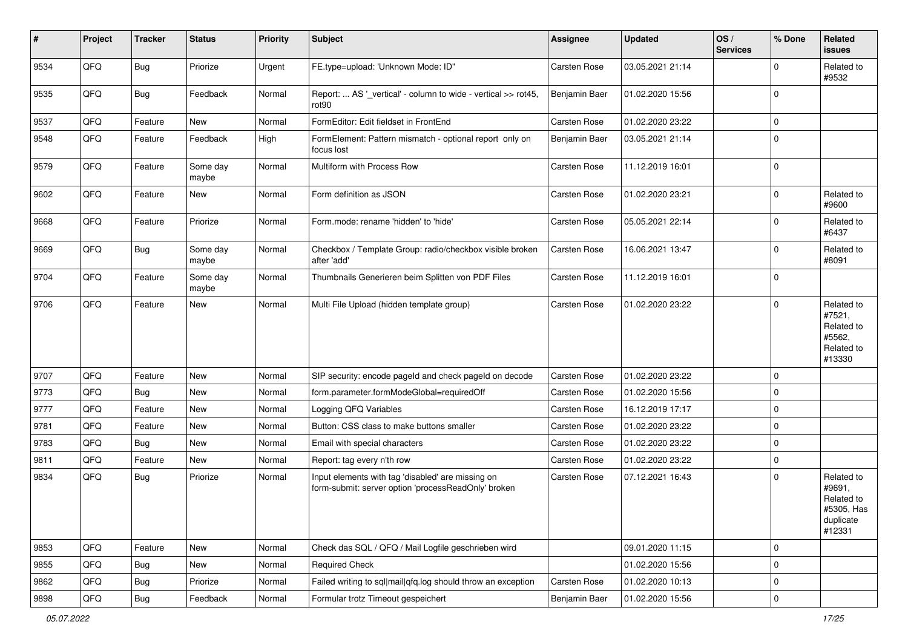| # | Project | Tracker | Status | Priority | Subject | Assignee | Updated | OS / Services | % Done | Related issues |
|---|---|---|---|---|---|---|---|---|---|---|
| 9534 | QFQ | Bug | Priorize | Urgent | FE.type=upload: 'Unknown Mode: ID" | Carsten Rose | 03.05.2021 21:14 | | 0 | Related to #9532 |
| 9535 | QFQ | Bug | Feedback | Normal | Report: ... AS '_vertical' - column to wide - vertical >> rot45, rot90 | Benjamin Baer | 01.02.2020 15:56 | | 0 | |
| 9537 | QFQ | Feature | New | Normal | FormEditor: Edit fieldset in FrontEnd | Carsten Rose | 01.02.2020 23:22 | | 0 | |
| 9548 | QFQ | Feature | Feedback | High | FormElement: Pattern mismatch - optional report only on focus lost | Benjamin Baer | 03.05.2021 21:14 | | 0 | |
| 9579 | QFQ | Feature | Some day maybe | Normal | Multiform with Process Row | Carsten Rose | 11.12.2019 16:01 | | 0 | |
| 9602 | QFQ | Feature | New | Normal | Form definition as JSON | Carsten Rose | 01.02.2020 23:21 | | 0 | Related to #9600 |
| 9668 | QFQ | Feature | Priorize | Normal | Form.mode: rename 'hidden' to 'hide' | Carsten Rose | 05.05.2021 22:14 | | 0 | Related to #6437 |
| 9669 | QFQ | Bug | Some day maybe | Normal | Checkbox / Template Group: radio/checkbox visible broken after 'add' | Carsten Rose | 16.06.2021 13:47 | | 0 | Related to #8091 |
| 9704 | QFQ | Feature | Some day maybe | Normal | Thumbnails Generieren beim Splitten von PDF Files | Carsten Rose | 11.12.2019 16:01 | | 0 | |
| 9706 | QFQ | Feature | New | Normal | Multi File Upload (hidden template group) | Carsten Rose | 01.02.2020 23:22 | | 0 | Related to #7521, Related to #5562, Related to #13330 |
| 9707 | QFQ | Feature | New | Normal | SIP security: encode pageId and check pageId on decode | Carsten Rose | 01.02.2020 23:22 | | 0 | |
| 9773 | QFQ | Bug | New | Normal | form.parameter.formModeGlobal=requiredOff | Carsten Rose | 01.02.2020 15:56 | | 0 | |
| 9777 | QFQ | Feature | New | Normal | Logging QFQ Variables | Carsten Rose | 16.12.2019 17:17 | | 0 | |
| 9781 | QFQ | Feature | New | Normal | Button: CSS class to make buttons smaller | Carsten Rose | 01.02.2020 23:22 | | 0 | |
| 9783 | QFQ | Bug | New | Normal | Email with special characters | Carsten Rose | 01.02.2020 23:22 | | 0 | |
| 9811 | QFQ | Feature | New | Normal | Report: tag every n'th row | Carsten Rose | 01.02.2020 23:22 | | 0 | |
| 9834 | QFQ | Bug | Priorize | Normal | Input elements with tag 'disabled' are missing on form-submit: server option 'processReadOnly' broken | Carsten Rose | 07.12.2021 16:43 | | 0 | Related to #9691, Related to #5305, Has duplicate #12331 |
| 9853 | QFQ | Feature | New | Normal | Check das SQL / QFQ / Mail Logfile geschrieben wird | | 09.01.2020 11:15 | | 0 | |
| 9855 | QFQ | Bug | New | Normal | Required Check | | 01.02.2020 15:56 | | 0 | |
| 9862 | QFQ | Bug | Priorize | Normal | Failed writing to sql|mail|qfq.log should throw an exception | Carsten Rose | 01.02.2020 10:13 | | 0 | |
| 9898 | QFQ | Bug | Feedback | Normal | Formular trotz Timeout gespeichert | Benjamin Baer | 01.02.2020 15:56 | | 0 | |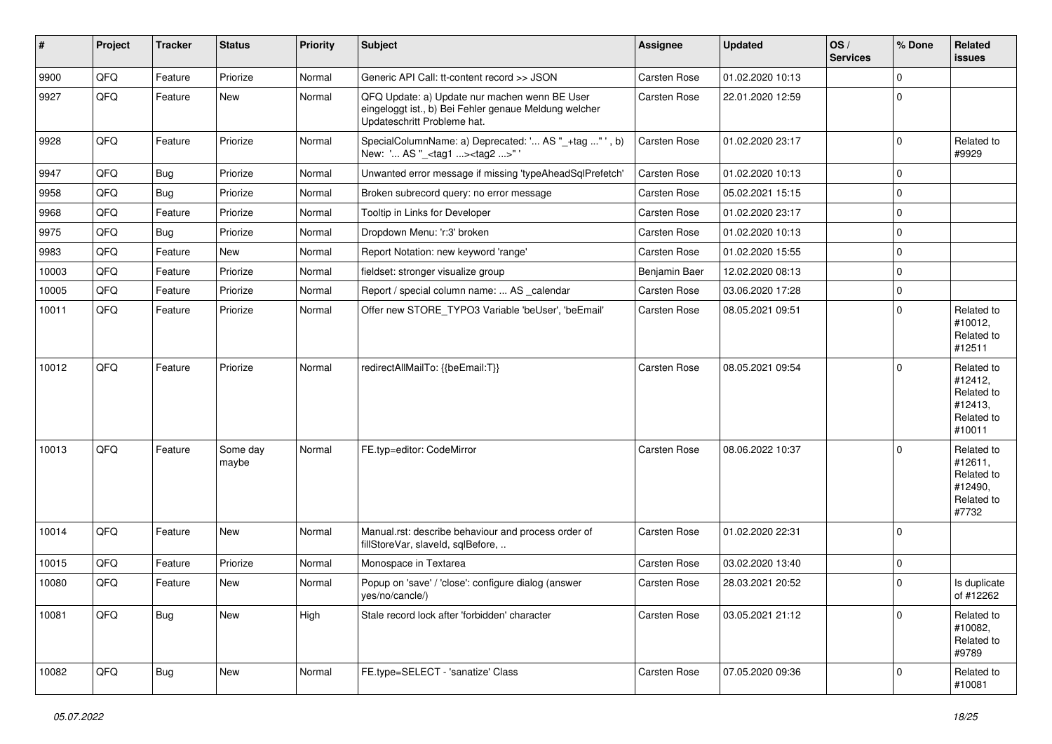| # | Project | Tracker | Status | Priority | Subject | Assignee | Updated | OS / Services | % Done | Related issues |
|---|---|---|---|---|---|---|---|---|---|---|
| 9900 | QFQ | Feature | Priorize | Normal | Generic API Call: tt-content record >> JSON | Carsten Rose | 01.02.2020 10:13 | | 0 | |
| 9927 | QFQ | Feature | New | Normal | QFQ Update: a) Update nur machen wenn BE User eingeloggt ist., b) Bei Fehler genaue Meldung welcher Updateschritt Probleme hat. | Carsten Rose | 22.01.2020 12:59 | | 0 | |
| 9928 | QFQ | Feature | Priorize | Normal | SpecialColumnName: a) Deprecated: '... AS "_+tag ..." ', b) New: '... AS "_<tag1 ...><tag2 ...>" ' | Carsten Rose | 01.02.2020 23:17 | | 0 | Related to #9929 |
| 9947 | QFQ | Bug | Priorize | Normal | Unwanted error message if missing 'typeAheadSqlPrefetch' | Carsten Rose | 01.02.2020 10:13 | | 0 | |
| 9958 | QFQ | Bug | Priorize | Normal | Broken subrecord query: no error message | Carsten Rose | 05.02.2021 15:15 | | 0 | |
| 9968 | QFQ | Feature | Priorize | Normal | Tooltip in Links for Developer | Carsten Rose | 01.02.2020 23:17 | | 0 | |
| 9975 | QFQ | Bug | Priorize | Normal | Dropdown Menu: 'r:3' broken | Carsten Rose | 01.02.2020 10:13 | | 0 | |
| 9983 | QFQ | Feature | New | Normal | Report Notation: new keyword 'range' | Carsten Rose | 01.02.2020 15:55 | | 0 | |
| 10003 | QFQ | Feature | Priorize | Normal | fieldset: stronger visualize group | Benjamin Baer | 12.02.2020 08:13 | | 0 | |
| 10005 | QFQ | Feature | Priorize | Normal | Report / special column name: ... AS _calendar | Carsten Rose | 03.06.2020 17:28 | | 0 | |
| 10011 | QFQ | Feature | Priorize | Normal | Offer new STORE_TYPO3 Variable 'beUser', 'beEmail' | Carsten Rose | 08.05.2021 09:51 | | 0 | Related to #10012, Related to #12511 |
| 10012 | QFQ | Feature | Priorize | Normal | redirectAllMailTo: {{beEmail:T}} | Carsten Rose | 08.05.2021 09:54 | | 0 | Related to #12412, Related to #12413, Related to #10011 |
| 10013 | QFQ | Feature | Some day maybe | Normal | FE.typ=editor: CodeMirror | Carsten Rose | 08.06.2022 10:37 | | 0 | Related to #12611, Related to #12490, Related to #7732 |
| 10014 | QFQ | Feature | New | Normal | Manual.rst: describe behaviour and process order of fillStoreVar, slaveId, sqlBefore, .. | Carsten Rose | 01.02.2020 22:31 | | 0 | |
| 10015 | QFQ | Feature | Priorize | Normal | Monospace in Textarea | Carsten Rose | 03.02.2020 13:40 | | 0 | |
| 10080 | QFQ | Feature | New | Normal | Popup on 'save' / 'close': configure dialog (answer yes/no/cancle/) | Carsten Rose | 28.03.2021 20:52 | | 0 | Is duplicate of #12262 |
| 10081 | QFQ | Bug | New | High | Stale record lock after 'forbidden' character | Carsten Rose | 03.05.2021 21:12 | | 0 | Related to #10082, Related to #9789 |
| 10082 | QFQ | Bug | New | Normal | FE.type=SELECT - 'sanatize' Class | Carsten Rose | 07.05.2020 09:36 | | 0 | Related to #10081 |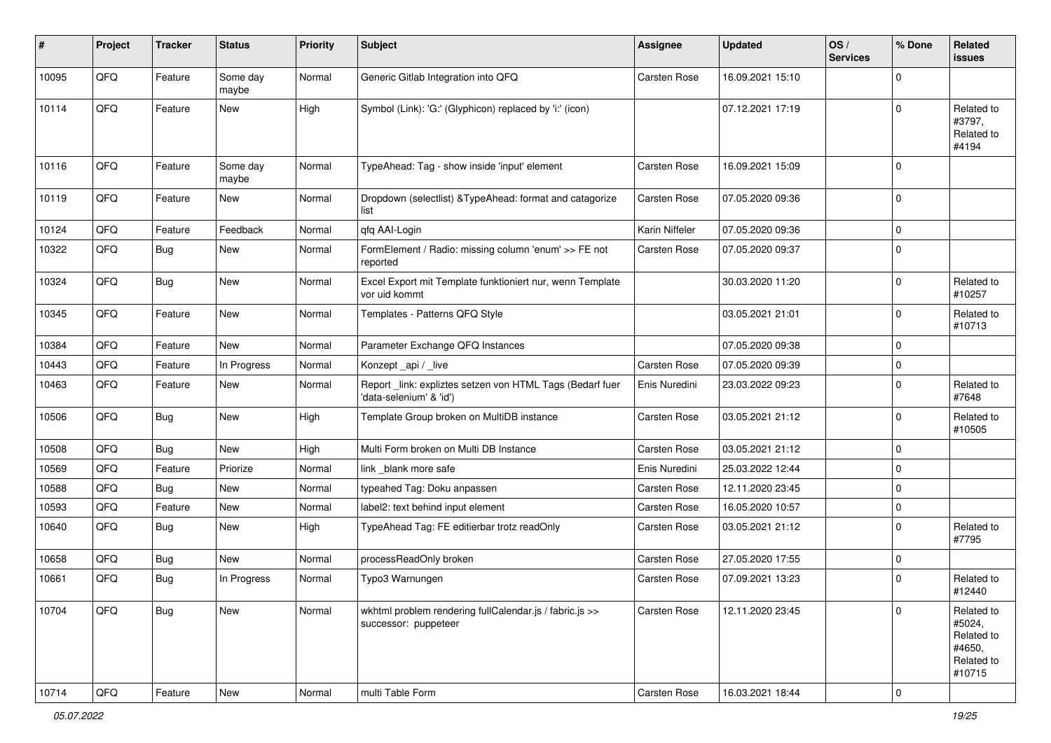| # | Project | Tracker | Status | Priority | Subject | Assignee | Updated | OS / Services | % Done | Related issues |
|---|---|---|---|---|---|---|---|---|---|---|
| 10095 | QFQ | Feature | Some day maybe | Normal | Generic Gitlab Integration into QFQ | Carsten Rose | 16.09.2021 15:10 | | 0 | |
| 10114 | QFQ | Feature | New | High | Symbol (Link): 'G:' (Glyphicon) replaced by 'i:' (icon) | | 07.12.2021 17:19 | | 0 | Related to #3797, Related to #4194 |
| 10116 | QFQ | Feature | Some day maybe | Normal | TypeAhead: Tag - show inside 'input' element | Carsten Rose | 16.09.2021 15:09 | | 0 | |
| 10119 | QFQ | Feature | New | Normal | Dropdown (selectlist) &TypeAhead: format and catagorize list | Carsten Rose | 07.05.2020 09:36 | | 0 | |
| 10124 | QFQ | Feature | Feedback | Normal | qfq AAI-Login | Karin Niffeler | 07.05.2020 09:36 | | 0 | |
| 10322 | QFQ | Bug | New | Normal | FormElement / Radio: missing column 'enum' >> FE not reported | Carsten Rose | 07.05.2020 09:37 | | 0 | |
| 10324 | QFQ | Bug | New | Normal | Excel Export mit Template funktioniert nur, wenn Template vor uid kommt | | 30.03.2020 11:20 | | 0 | Related to #10257 |
| 10345 | QFQ | Feature | New | Normal | Templates - Patterns QFQ Style | | 03.05.2021 21:01 | | 0 | Related to #10713 |
| 10384 | QFQ | Feature | New | Normal | Parameter Exchange QFQ Instances | | 07.05.2020 09:38 | | 0 | |
| 10443 | QFQ | Feature | In Progress | Normal | Konzept _api / _live | Carsten Rose | 07.05.2020 09:39 | | 0 | |
| 10463 | QFQ | Feature | New | Normal | Report _link: expliztes setzen von HTML Tags (Bedarf fuer 'data-selenium' & 'id') | Enis Nuredini | 23.03.2022 09:23 | | 0 | Related to #7648 |
| 10506 | QFQ | Bug | New | High | Template Group broken on MultiDB instance | Carsten Rose | 03.05.2021 21:12 | | 0 | Related to #10505 |
| 10508 | QFQ | Bug | New | High | Multi Form broken on Multi DB Instance | Carsten Rose | 03.05.2021 21:12 | | 0 | |
| 10569 | QFQ | Feature | Priorize | Normal | link _blank more safe | Enis Nuredini | 25.03.2022 12:44 | | 0 | |
| 10588 | QFQ | Bug | New | Normal | typeahed Tag: Doku anpassen | Carsten Rose | 12.11.2020 23:45 | | 0 | |
| 10593 | QFQ | Feature | New | Normal | label2: text behind input element | Carsten Rose | 16.05.2020 10:57 | | 0 | |
| 10640 | QFQ | Bug | New | High | TypeAhead Tag: FE editierbar trotz readOnly | Carsten Rose | 03.05.2021 21:12 | | 0 | Related to #7795 |
| 10658 | QFQ | Bug | New | Normal | processReadOnly broken | Carsten Rose | 27.05.2020 17:55 | | 0 | |
| 10661 | QFQ | Bug | In Progress | Normal | Typo3 Warnungen | Carsten Rose | 07.09.2021 13:23 | | 0 | Related to #12440 |
| 10704 | QFQ | Bug | New | Normal | wkhtml problem rendering fullCalendar.js / fabric.js >> successor: puppeteer | Carsten Rose | 12.11.2020 23:45 | | 0 | Related to #5024, Related to #4650, Related to #10715 |
| 10714 | QFQ | Feature | New | Normal | multi Table Form | Carsten Rose | 16.03.2021 18:44 | | 0 | |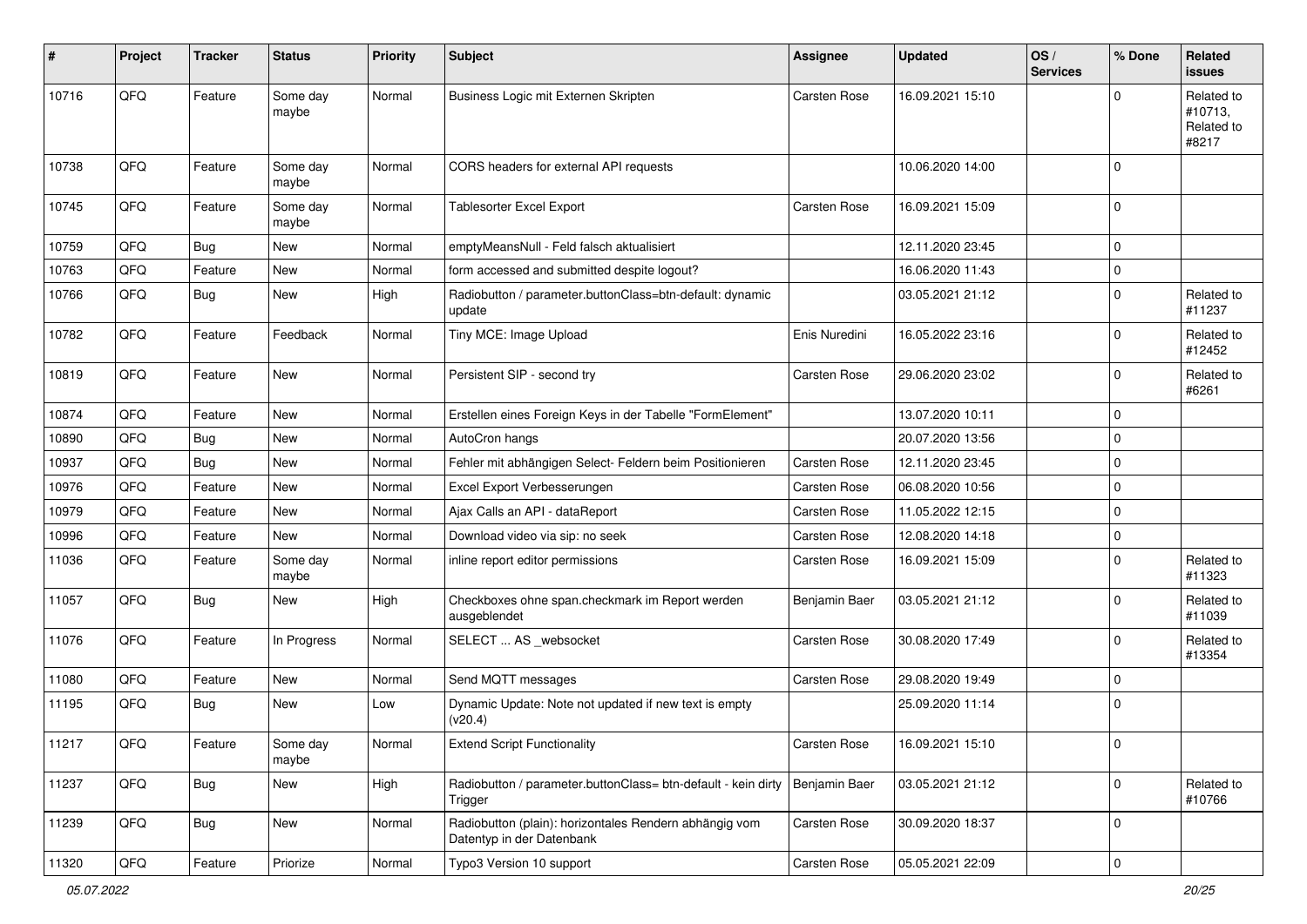| # | Project | Tracker | Status | Priority | Subject | Assignee | Updated | OS / Services | % Done | Related issues |
|---|---|---|---|---|---|---|---|---|---|---|
| 10716 | QFQ | Feature | Some day maybe | Normal | Business Logic mit Externen Skripten | Carsten Rose | 16.09.2021 15:10 | | 0 | Related to #10713, Related to #8217 |
| 10738 | QFQ | Feature | Some day maybe | Normal | CORS headers for external API requests | | 10.06.2020 14:00 | | 0 | |
| 10745 | QFQ | Feature | Some day maybe | Normal | Tablesorter Excel Export | Carsten Rose | 16.09.2021 15:09 | | 0 | |
| 10759 | QFQ | Bug | New | Normal | emptyMeansNull - Feld falsch aktualisiert | | 12.11.2020 23:45 | | 0 | |
| 10763 | QFQ | Feature | New | Normal | form accessed and submitted despite logout? | | 16.06.2020 11:43 | | 0 | |
| 10766 | QFQ | Bug | New | High | Radiobutton / parameter.buttonClass=btn-default: dynamic update | | 03.05.2021 21:12 | | 0 | Related to #11237 |
| 10782 | QFQ | Feature | Feedback | Normal | Tiny MCE: Image Upload | Enis Nuredini | 16.05.2022 23:16 | | 0 | Related to #12452 |
| 10819 | QFQ | Feature | New | Normal | Persistent SIP - second try | Carsten Rose | 29.06.2020 23:02 | | 0 | Related to #6261 |
| 10874 | QFQ | Feature | New | Normal | Erstellen eines Foreign Keys in der Tabelle "FormElement" | | 13.07.2020 10:11 | | 0 | |
| 10890 | QFQ | Bug | New | Normal | AutoCron hangs | | 20.07.2020 13:56 | | 0 | |
| 10937 | QFQ | Bug | New | Normal | Fehler mit abhängigen Select- Feldern beim Positionieren | Carsten Rose | 12.11.2020 23:45 | | 0 | |
| 10976 | QFQ | Feature | New | Normal | Excel Export Verbesserungen | Carsten Rose | 06.08.2020 10:56 | | 0 | |
| 10979 | QFQ | Feature | New | Normal | Ajax Calls an API - dataReport | Carsten Rose | 11.05.2022 12:15 | | 0 | |
| 10996 | QFQ | Feature | New | Normal | Download video via sip: no seek | Carsten Rose | 12.08.2020 14:18 | | 0 | |
| 11036 | QFQ | Feature | Some day maybe | Normal | inline report editor permissions | Carsten Rose | 16.09.2021 15:09 | | 0 | Related to #11323 |
| 11057 | QFQ | Bug | New | High | Checkboxes ohne span.checkmark im Report werden ausgeblendet | Benjamin Baer | 03.05.2021 21:12 | | 0 | Related to #11039 |
| 11076 | QFQ | Feature | In Progress | Normal | SELECT ... AS _websocket | Carsten Rose | 30.08.2020 17:49 | | 0 | Related to #13354 |
| 11080 | QFQ | Feature | New | Normal | Send MQTT messages | Carsten Rose | 29.08.2020 19:49 | | 0 | |
| 11195 | QFQ | Bug | New | Low | Dynamic Update: Note not updated if new text is empty (v20.4) | | 25.09.2020 11:14 | | 0 | |
| 11217 | QFQ | Feature | Some day maybe | Normal | Extend Script Functionality | Carsten Rose | 16.09.2021 15:10 | | 0 | |
| 11237 | QFQ | Bug | New | High | Radiobutton / parameter.buttonClass= btn-default - kein dirty Trigger | Benjamin Baer | 03.05.2021 21:12 | | 0 | Related to #10766 |
| 11239 | QFQ | Bug | New | Normal | Radiobutton (plain): horizontales Rendern abhängig vom Datentyp in der Datenbank | Carsten Rose | 30.09.2020 18:37 | | 0 | |
| 11320 | QFQ | Feature | Priorize | Normal | Typo3 Version 10 support | Carsten Rose | 05.05.2021 22:09 | | 0 | |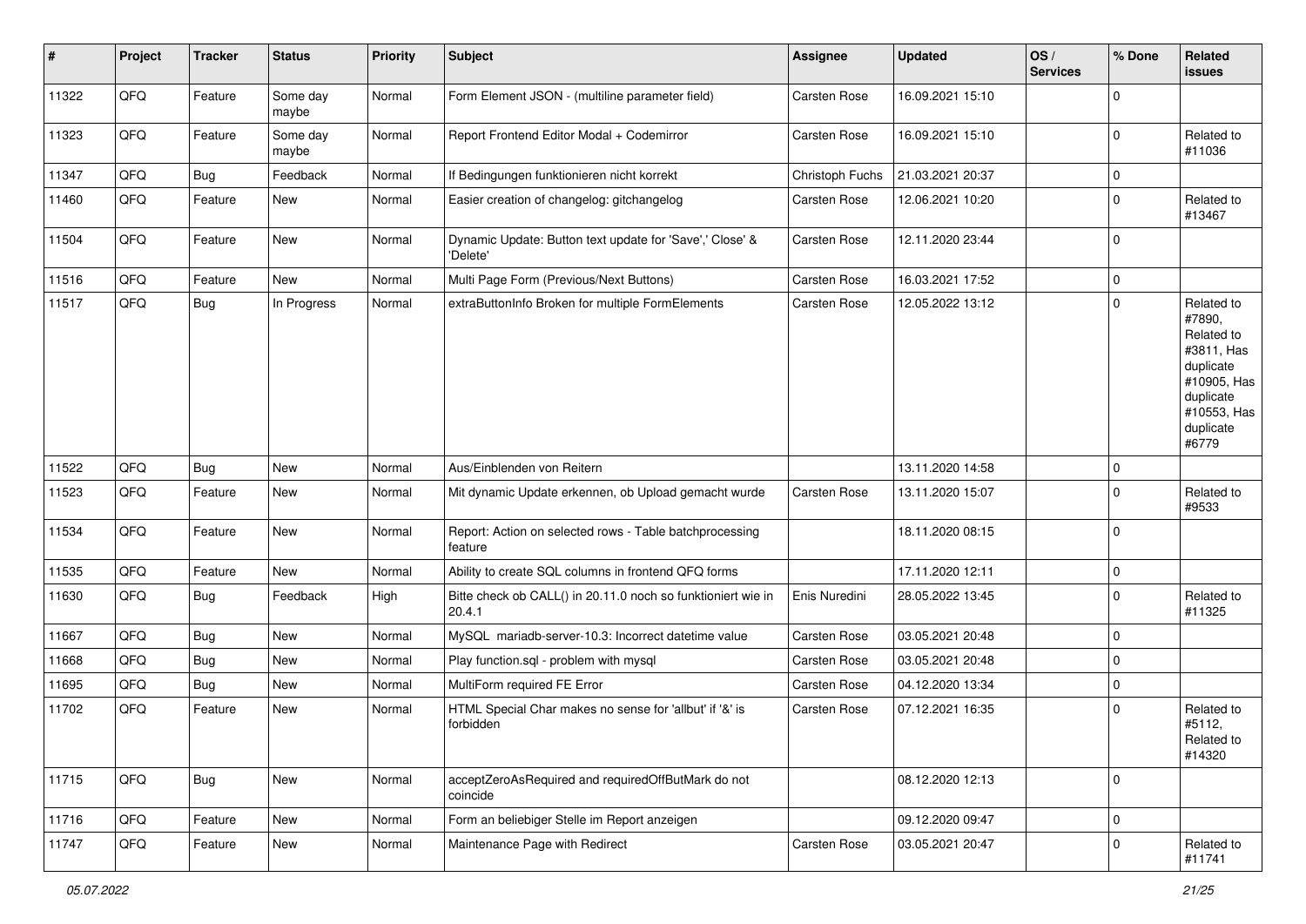| # | Project | Tracker | Status | Priority | Subject | Assignee | Updated | OS / Services | % Done | Related issues |
|---|---|---|---|---|---|---|---|---|---|---|
| 11322 | QFQ | Feature | Some day maybe | Normal | Form Element JSON - (multiline parameter field) | Carsten Rose | 16.09.2021 15:10 | | 0 | |
| 11323 | QFQ | Feature | Some day maybe | Normal | Report Frontend Editor Modal + Codemirror | Carsten Rose | 16.09.2021 15:10 | | 0 | Related to #11036 |
| 11347 | QFQ | Bug | Feedback | Normal | If Bedingungen funktionieren nicht korrekt | Christoph Fuchs | 21.03.2021 20:37 | | 0 | |
| 11460 | QFQ | Feature | New | Normal | Easier creation of changelog: gitchangelog | Carsten Rose | 12.06.2021 10:20 | | 0 | Related to #13467 |
| 11504 | QFQ | Feature | New | Normal | Dynamic Update: Button text update for 'Save',' Close' & 'Delete' | Carsten Rose | 12.11.2020 23:44 | | 0 | |
| 11516 | QFQ | Feature | New | Normal | Multi Page Form (Previous/Next Buttons) | Carsten Rose | 16.03.2021 17:52 | | 0 | |
| 11517 | QFQ | Bug | In Progress | Normal | extraButtonInfo Broken for multiple FormElements | Carsten Rose | 12.05.2022 13:12 | | 0 | Related to #7890, Related to #3811, Has duplicate #10905, Has duplicate #10553, Has duplicate #6779 |
| 11522 | QFQ | Bug | New | Normal | Aus/Einblenden von Reitern | | 13.11.2020 14:58 | | 0 | |
| 11523 | QFQ | Feature | New | Normal | Mit dynamic Update erkennen, ob Upload gemacht wurde | Carsten Rose | 13.11.2020 15:07 | | 0 | Related to #9533 |
| 11534 | QFQ | Feature | New | Normal | Report: Action on selected rows - Table batchprocessing feature | | 18.11.2020 08:15 | | 0 | |
| 11535 | QFQ | Feature | New | Normal | Ability to create SQL columns in frontend QFQ forms | | 17.11.2020 12:11 | | 0 | |
| 11630 | QFQ | Bug | Feedback | High | Bitte check ob CALL() in 20.11.0 noch so funktioniert wie in 20.4.1 | Enis Nuredini | 28.05.2022 13:45 | | 0 | Related to #11325 |
| 11667 | QFQ | Bug | New | Normal | MySQL mariadb-server-10.3: Incorrect datetime value | Carsten Rose | 03.05.2021 20:48 | | 0 | |
| 11668 | QFQ | Bug | New | Normal | Play function.sql - problem with mysql | Carsten Rose | 03.05.2021 20:48 | | 0 | |
| 11695 | QFQ | Bug | New | Normal | MultiForm required FE Error | Carsten Rose | 04.12.2020 13:34 | | 0 | |
| 11702 | QFQ | Feature | New | Normal | HTML Special Char makes no sense for 'allbut' if '&' is forbidden | Carsten Rose | 07.12.2021 16:35 | | 0 | Related to #5112, Related to #14320 |
| 11715 | QFQ | Bug | New | Normal | acceptZeroAsRequired and requiredOffButMark do not coincide | | 08.12.2020 12:13 | | 0 | |
| 11716 | QFQ | Feature | New | Normal | Form an beliebiger Stelle im Report anzeigen | | 09.12.2020 09:47 | | 0 | |
| 11747 | QFQ | Feature | New | Normal | Maintenance Page with Redirect | Carsten Rose | 03.05.2021 20:47 | | 0 | Related to #11741 |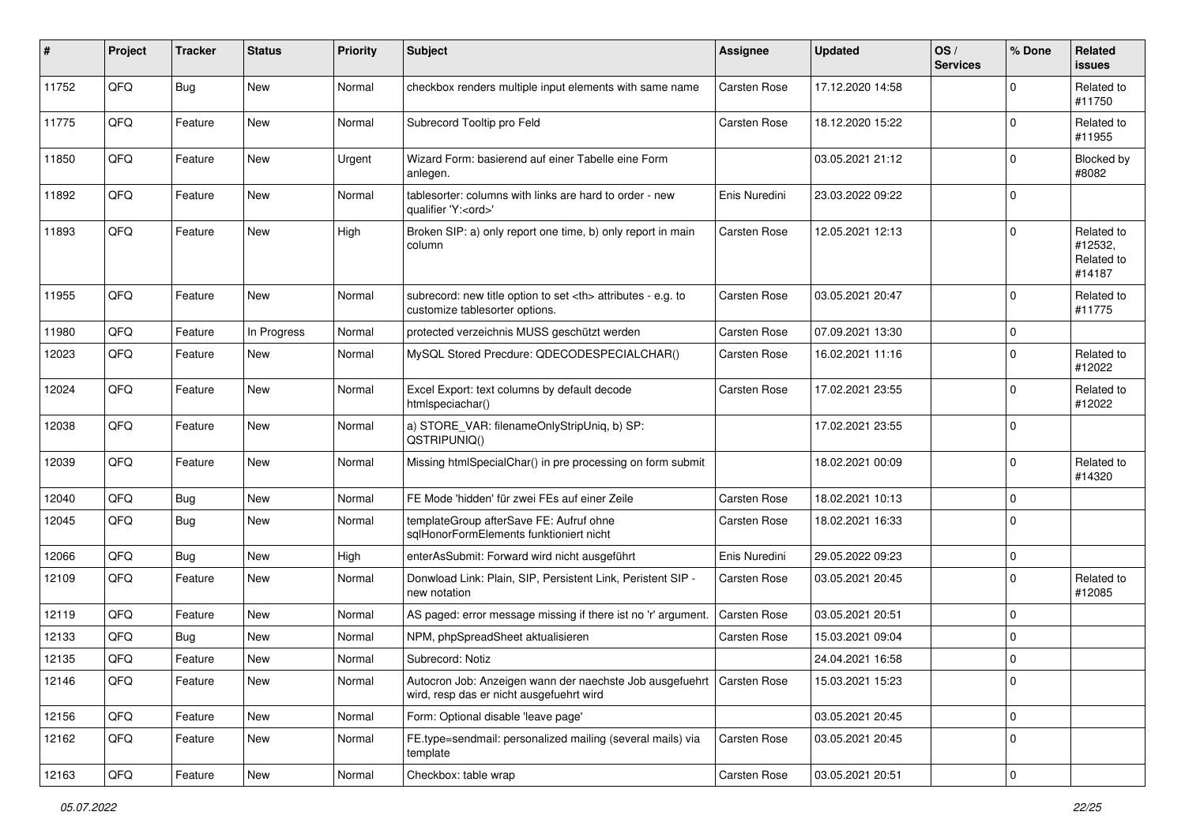| # | Project | Tracker | Status | Priority | Subject | Assignee | Updated | OS / Services | % Done | Related issues |
|---|---|---|---|---|---|---|---|---|---|---|
| 11752 | QFQ | Bug | New | Normal | checkbox renders multiple input elements with same name | Carsten Rose | 17.12.2020 14:58 | | 0 | Related to #11750 |
| 11775 | QFQ | Feature | New | Normal | Subrecord Tooltip pro Feld | Carsten Rose | 18.12.2020 15:22 | | 0 | Related to #11955 |
| 11850 | QFQ | Feature | New | Urgent | Wizard Form: basierend auf einer Tabelle eine Form anlegen. | | 03.05.2021 21:12 | | 0 | Blocked by #8082 |
| 11892 | QFQ | Feature | New | Normal | tablesorter: columns with links are hard to order - new qualifier 'Y:<ord>' | Enis Nuredini | 23.03.2022 09:22 | | 0 | |
| 11893 | QFQ | Feature | New | High | Broken SIP: a) only report one time, b) only report in main column | Carsten Rose | 12.05.2021 12:13 | | 0 | Related to #12532, Related to #14187 |
| 11955 | QFQ | Feature | New | Normal | subrecord: new title option to set <th> attributes - e.g. to customize tablesorter options. | Carsten Rose | 03.05.2021 20:47 | | 0 | Related to #11775 |
| 11980 | QFQ | Feature | In Progress | Normal | protected verzeichnis MUSS geschützt werden | Carsten Rose | 07.09.2021 13:30 | | 0 | |
| 12023 | QFQ | Feature | New | Normal | MySQL Stored Precdure: QDECODESPECIALCHAR() | Carsten Rose | 16.02.2021 11:16 | | 0 | Related to #12022 |
| 12024 | QFQ | Feature | New | Normal | Excel Export: text columns by default decode htmlspeciachar() | Carsten Rose | 17.02.2021 23:55 | | 0 | Related to #12022 |
| 12038 | QFQ | Feature | New | Normal | a) STORE_VAR: filenameOnlyStripUniq, b) SP: QSTRIPUNIQ() | | 17.02.2021 23:55 | | 0 | |
| 12039 | QFQ | Feature | New | Normal | Missing htmlSpecialChar() in pre processing on form submit | | 18.02.2021 00:09 | | 0 | Related to #14320 |
| 12040 | QFQ | Bug | New | Normal | FE Mode 'hidden' für zwei FEs auf einer Zeile | Carsten Rose | 18.02.2021 10:13 | | 0 | |
| 12045 | QFQ | Bug | New | Normal | templateGroup afterSave FE: Aufruf ohne sqlHonorFormElements funktioniert nicht | Carsten Rose | 18.02.2021 16:33 | | 0 | |
| 12066 | QFQ | Bug | New | High | enterAsSubmit: Forward wird nicht ausgeführt | Enis Nuredini | 29.05.2022 09:23 | | 0 | |
| 12109 | QFQ | Feature | New | Normal | Donwload Link: Plain, SIP, Persistent Link, Peristent SIP - new notation | Carsten Rose | 03.05.2021 20:45 | | 0 | Related to #12085 |
| 12119 | QFQ | Feature | New | Normal | AS paged: error message missing if there ist no 'r' argument. | Carsten Rose | 03.05.2021 20:51 | | 0 | |
| 12133 | QFQ | Bug | New | Normal | NPM, phpSpreadSheet aktualisieren | Carsten Rose | 15.03.2021 09:04 | | 0 | |
| 12135 | QFQ | Feature | New | Normal | Subrecord: Notiz | | 24.04.2021 16:58 | | 0 | |
| 12146 | QFQ | Feature | New | Normal | Autocron Job: Anzeigen wann der naechste Job ausgefuehrt wird, resp das er nicht ausgefuehrt wird | Carsten Rose | 15.03.2021 15:23 | | 0 | |
| 12156 | QFQ | Feature | New | Normal | Form: Optional disable 'leave page' | | 03.05.2021 20:45 | | 0 | |
| 12162 | QFQ | Feature | New | Normal | FE.type=sendmail: personalized mailing (several mails) via template | Carsten Rose | 03.05.2021 20:45 | | 0 | |
| 12163 | QFQ | Feature | New | Normal | Checkbox: table wrap | Carsten Rose | 03.05.2021 20:51 | | 0 | |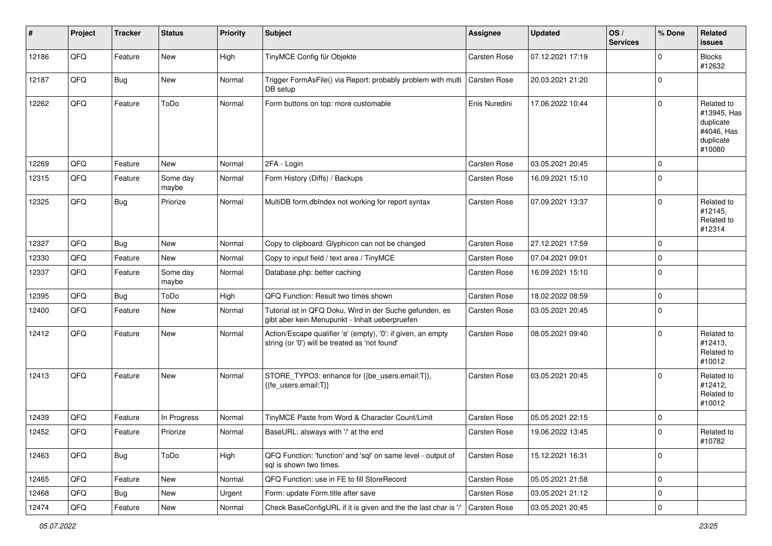| # | Project | Tracker | Status | Priority | Subject | Assignee | Updated | OS / Services | % Done | Related issues |
|---|---|---|---|---|---|---|---|---|---|---|
| 12186 | QFQ | Feature | New | High | TinyMCE Config für Objekte | Carsten Rose | 07.12.2021 17:19 | | 0 | Blocks #12632 |
| 12187 | QFQ | Bug | New | Normal | Trigger FormAsFile() via Report: probably problem with multi DB setup | Carsten Rose | 20.03.2021 21:20 | | 0 | |
| 12262 | QFQ | Feature | ToDo | Normal | Form buttons on top: more customable | Enis Nuredini | 17.06.2022 10:44 | | 0 | Related to #13945, Has duplicate #4046, Has duplicate #10080 |
| 12269 | QFQ | Feature | New | Normal | 2FA - Login | Carsten Rose | 03.05.2021 20:45 | | 0 | |
| 12315 | QFQ | Feature | Some day maybe | Normal | Form History (Diffs) / Backups | Carsten Rose | 16.09.2021 15:10 | | 0 | |
| 12325 | QFQ | Bug | Priorize | Normal | MultiDB form.dbIndex not working for report syntax | Carsten Rose | 07.09.2021 13:37 | | 0 | Related to #12145, Related to #12314 |
| 12327 | QFQ | Bug | New | Normal | Copy to clipboard: Glyphicon can not be changed | Carsten Rose | 27.12.2021 17:59 | | 0 | |
| 12330 | QFQ | Feature | New | Normal | Copy to input field / text area / TinyMCE | Carsten Rose | 07.04.2021 09:01 | | 0 | |
| 12337 | QFQ | Feature | Some day maybe | Normal | Database.php: better caching | Carsten Rose | 16.09.2021 15:10 | | 0 | |
| 12395 | QFQ | Bug | ToDo | High | QFQ Function: Result two times shown | Carsten Rose | 18.02.2022 08:59 | | 0 | |
| 12400 | QFQ | Feature | New | Normal | Tutorial ist in QFQ Doku, Wird in der Suche gefunden, es gibt aber kein Menupunkt - Inhalt ueberpruefen | Carsten Rose | 03.05.2021 20:45 | | 0 | |
| 12412 | QFQ | Feature | New | Normal | Action/Escape qualifier 'e' (empty), '0': if given, an empty string (or '0') will be treated as 'not found' | Carsten Rose | 08.05.2021 09:40 | | 0 | Related to #12413, Related to #10012 |
| 12413 | QFQ | Feature | New | Normal | STORE_TYPO3: enhance for {{be_users.email:T}}, {{fe_users.email:T}} | Carsten Rose | 03.05.2021 20:45 | | 0 | Related to #12412, Related to #10012 |
| 12439 | QFQ | Feature | In Progress | Normal | TinyMCE Paste from Word & Character Count/Limit | Carsten Rose | 05.05.2021 22:15 | | 0 | |
| 12452 | QFQ | Feature | Priorize | Normal | BaseURL: alsways with '/' at the end | Carsten Rose | 19.06.2022 13:45 | | 0 | Related to #10782 |
| 12463 | QFQ | Bug | ToDo | High | QFQ Function: 'function' and 'sql' on same level - output of sql is shown two times. | Carsten Rose | 15.12.2021 16:31 | | 0 | |
| 12465 | QFQ | Feature | New | Normal | QFQ Function: use in FE to fill StoreRecord | Carsten Rose | 05.05.2021 21:58 | | 0 | |
| 12468 | QFQ | Bug | New | Urgent | Form: update Form.title after save | Carsten Rose | 03.05.2021 21:12 | | 0 | |
| 12474 | QFQ | Feature | New | Normal | Check BaseConfigURL if it is given and the the last char is '/' | Carsten Rose | 03.05.2021 20:45 | | 0 | |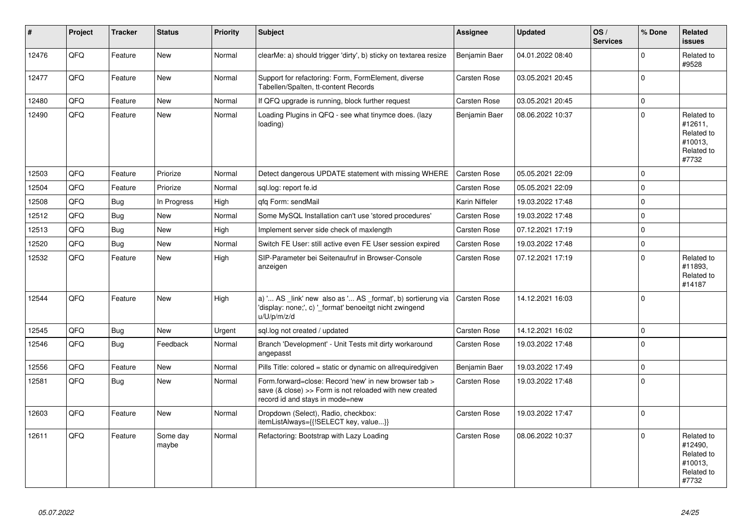| # | Project | Tracker | Status | Priority | Subject | Assignee | Updated | OS / Services | % Done | Related issues |
|---|---|---|---|---|---|---|---|---|---|---|
| 12476 | QFQ | Feature | New | Normal | clearMe: a) should trigger 'dirty', b) sticky on textarea resize | Benjamin Baer | 04.01.2022 08:40 | | 0 | Related to #9528 |
| 12477 | QFQ | Feature | New | Normal | Support for refactoring: Form, FormElement, diverse Tabellen/Spalten, tt-content Records | Carsten Rose | 03.05.2021 20:45 | | 0 | |
| 12480 | QFQ | Feature | New | Normal | If QFQ upgrade is running, block further request | Carsten Rose | 03.05.2021 20:45 | | 0 | |
| 12490 | QFQ | Feature | New | Normal | Loading Plugins in QFQ - see what tinymce does. (lazy loading) | Benjamin Baer | 08.06.2022 10:37 | | 0 | Related to #12611, Related to #10013, Related to #7732 |
| 12503 | QFQ | Feature | Priorize | Normal | Detect dangerous UPDATE statement with missing WHERE | Carsten Rose | 05.05.2021 22:09 | | 0 | |
| 12504 | QFQ | Feature | Priorize | Normal | sql.log: report fe.id | Carsten Rose | 05.05.2021 22:09 | | 0 | |
| 12508 | QFQ | Bug | In Progress | High | qfq Form: sendMail | Karin Niffeler | 19.03.2022 17:48 | | 0 | |
| 12512 | QFQ | Bug | New | Normal | Some MySQL Installation can't use 'stored procedures' | Carsten Rose | 19.03.2022 17:48 | | 0 | |
| 12513 | QFQ | Bug | New | High | Implement server side check of maxlength | Carsten Rose | 07.12.2021 17:19 | | 0 | |
| 12520 | QFQ | Bug | New | Normal | Switch FE User: still active even FE User session expired | Carsten Rose | 19.03.2022 17:48 | | 0 | |
| 12532 | QFQ | Feature | New | High | SIP-Parameter bei Seitenaufruf in Browser-Console anzeigen | Carsten Rose | 07.12.2021 17:19 | | 0 | Related to #11893, Related to #14187 |
| 12544 | QFQ | Feature | New | High | a) '... AS _link' new also as '... AS _format', b) sortierung via 'display: none;', c) '_format' benoeitgt nicht zwingend u/U/p/m/z/d | Carsten Rose | 14.12.2021 16:03 | | 0 | |
| 12545 | QFQ | Bug | New | Urgent | sql.log not created / updated | Carsten Rose | 14.12.2021 16:02 | | 0 | |
| 12546 | QFQ | Bug | Feedback | Normal | Branch 'Development' - Unit Tests mit dirty workaround angepasst | Carsten Rose | 19.03.2022 17:48 | | 0 | |
| 12556 | QFQ | Feature | New | Normal | Pills Title: colored = static or dynamic on allrequiredgiven | Benjamin Baer | 19.03.2022 17:49 | | 0 | |
| 12581 | QFQ | Bug | New | Normal | Form.forward=close: Record 'new' in new browser tab > save (& close) >> Form is not reloaded with new created record id and stays in mode=new | Carsten Rose | 19.03.2022 17:48 | | 0 | |
| 12603 | QFQ | Feature | New | Normal | Dropdown (Select), Radio, checkbox: itemListAlways={{!SELECT key, value...}} | Carsten Rose | 19.03.2022 17:47 | | 0 | |
| 12611 | QFQ | Feature | Some day maybe | Normal | Refactoring: Bootstrap with Lazy Loading | Carsten Rose | 08.06.2022 10:37 | | 0 | Related to #12490, Related to #10013, Related to #7732 |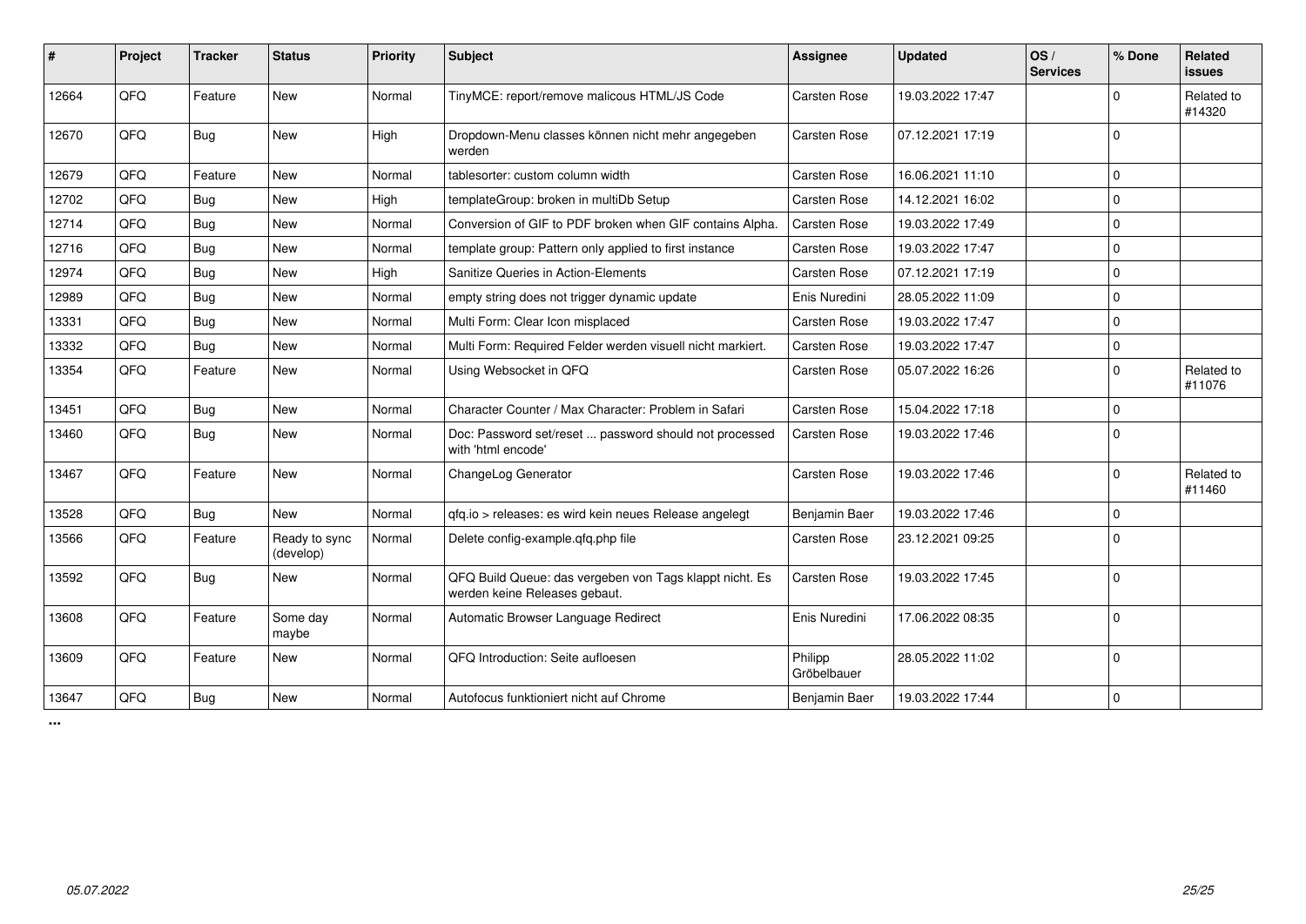| # | Project | Tracker | Status | Priority | Subject | Assignee | Updated | OS / Services | % Done | Related issues |
|---|---|---|---|---|---|---|---|---|---|---|
| 12664 | QFQ | Feature | New | Normal | TinyMCE: report/remove malicous HTML/JS Code | Carsten Rose | 19.03.2022 17:47 | | 0 | Related to #14320 |
| 12670 | QFQ | Bug | New | High | Dropdown-Menu classes können nicht mehr angegeben werden | Carsten Rose | 07.12.2021 17:19 | | 0 | |
| 12679 | QFQ | Feature | New | Normal | tablesorter: custom column width | Carsten Rose | 16.06.2021 11:10 | | 0 | |
| 12702 | QFQ | Bug | New | High | templateGroup: broken in multiDb Setup | Carsten Rose | 14.12.2021 16:02 | | 0 | |
| 12714 | QFQ | Bug | New | Normal | Conversion of GIF to PDF broken when GIF contains Alpha. | Carsten Rose | 19.03.2022 17:49 | | 0 | |
| 12716 | QFQ | Bug | New | Normal | template group: Pattern only applied to first instance | Carsten Rose | 19.03.2022 17:47 | | 0 | |
| 12974 | QFQ | Bug | New | High | Sanitize Queries in Action-Elements | Carsten Rose | 07.12.2021 17:19 | | 0 | |
| 12989 | QFQ | Bug | New | Normal | empty string does not trigger dynamic update | Enis Nuredini | 28.05.2022 11:09 | | 0 | |
| 13331 | QFQ | Bug | New | Normal | Multi Form: Clear Icon misplaced | Carsten Rose | 19.03.2022 17:47 | | 0 | |
| 13332 | QFQ | Bug | New | Normal | Multi Form: Required Felder werden visuell nicht markiert. | Carsten Rose | 19.03.2022 17:47 | | 0 | |
| 13354 | QFQ | Feature | New | Normal | Using Websocket in QFQ | Carsten Rose | 05.07.2022 16:26 | | 0 | Related to #11076 |
| 13451 | QFQ | Bug | New | Normal | Character Counter / Max Character: Problem in Safari | Carsten Rose | 15.04.2022 17:18 | | 0 | |
| 13460 | QFQ | Bug | New | Normal | Doc: Password set/reset ... password should not processed with 'html encode' | Carsten Rose | 19.03.2022 17:46 | | 0 | |
| 13467 | QFQ | Feature | New | Normal | ChangeLog Generator | Carsten Rose | 19.03.2022 17:46 | | 0 | Related to #11460 |
| 13528 | QFQ | Bug | New | Normal | qfq.io > releases: es wird kein neues Release angelegt | Benjamin Baer | 19.03.2022 17:46 | | 0 | |
| 13566 | QFQ | Feature | Ready to sync (develop) | Normal | Delete config-example.qfq.php file | Carsten Rose | 23.12.2021 09:25 | | 0 | |
| 13592 | QFQ | Bug | New | Normal | QFQ Build Queue: das vergeben von Tags klappt nicht. Es werden keine Releases gebaut. | Carsten Rose | 19.03.2022 17:45 | | 0 | |
| 13608 | QFQ | Feature | Some day maybe | Normal | Automatic Browser Language Redirect | Enis Nuredini | 17.06.2022 08:35 | | 0 | |
| 13609 | QFQ | Feature | New | Normal | QFQ Introduction: Seite aufloesen | Philipp Gröbelbauer | 28.05.2022 11:02 | | 0 | |
| 13647 | QFQ | Bug | New | Normal | Autofocus funktioniert nicht auf Chrome | Benjamin Baer | 19.03.2022 17:44 | | 0 | |

...